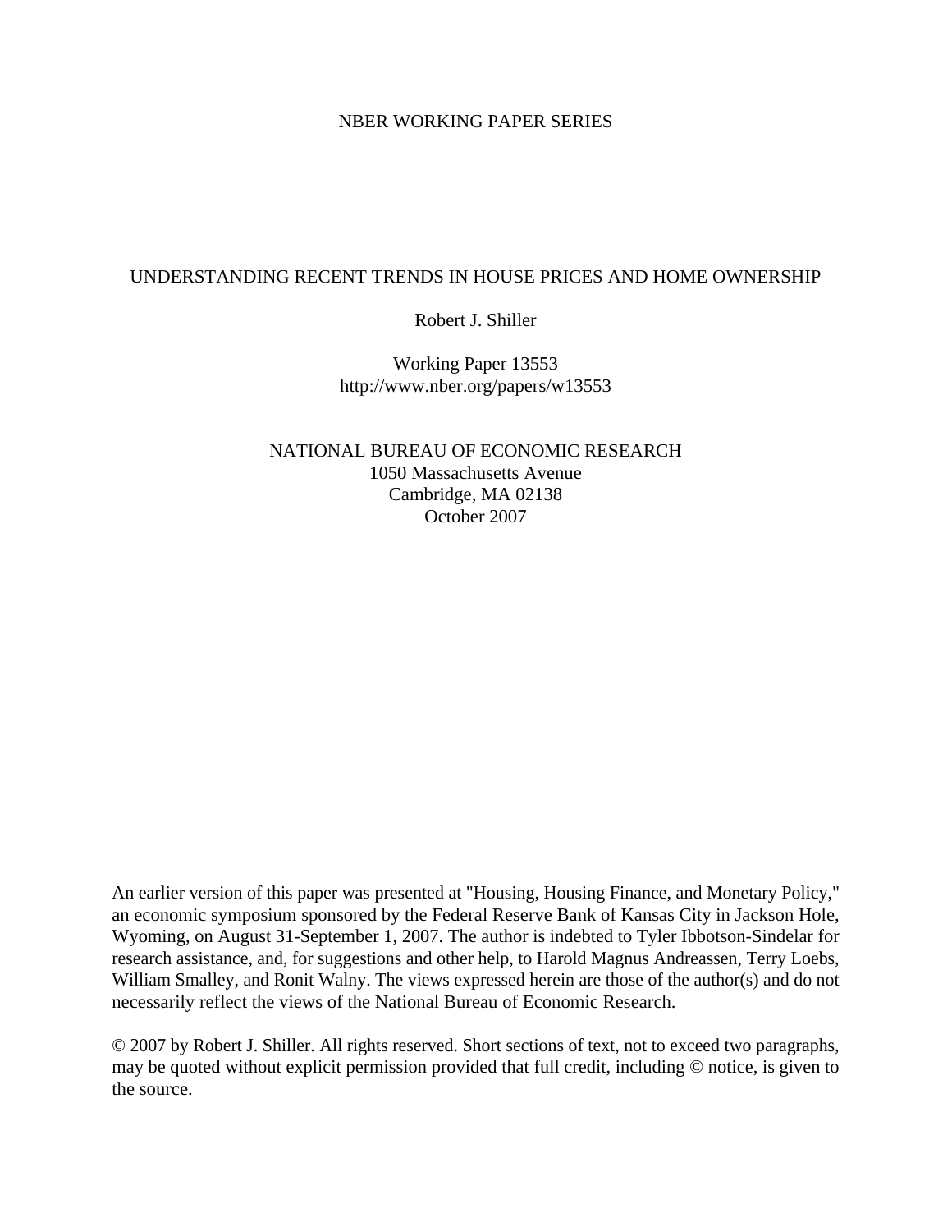NBER WORKING PAPER SERIES

# UNDERSTANDING RECENT TRENDS IN HOUSE PRICES AND HOME OWNERSHIP

Robert J. Shiller

Working Paper 13553
http://www.nber.org/papers/w13553

NATIONAL BUREAU OF ECONOMIC RESEARCH
1050 Massachusetts Avenue
Cambridge, MA 02138
October 2007

An earlier version of this paper was presented at "Housing, Housing Finance, and Monetary Policy," an economic symposium sponsored by the Federal Reserve Bank of Kansas City in Jackson Hole, Wyoming, on August 31-September 1, 2007. The author is indebted to Tyler Ibbotson-Sindelar for research assistance, and, for suggestions and other help, to Harold Magnus Andreassen, Terry Loebs, William Smalley, and Ronit Walny. The views expressed herein are those of the author(s) and do not necessarily reflect the views of the National Bureau of Economic Research.

© 2007 by Robert J. Shiller. All rights reserved. Short sections of text, not to exceed two paragraphs, may be quoted without explicit permission provided that full credit, including © notice, is given to the source.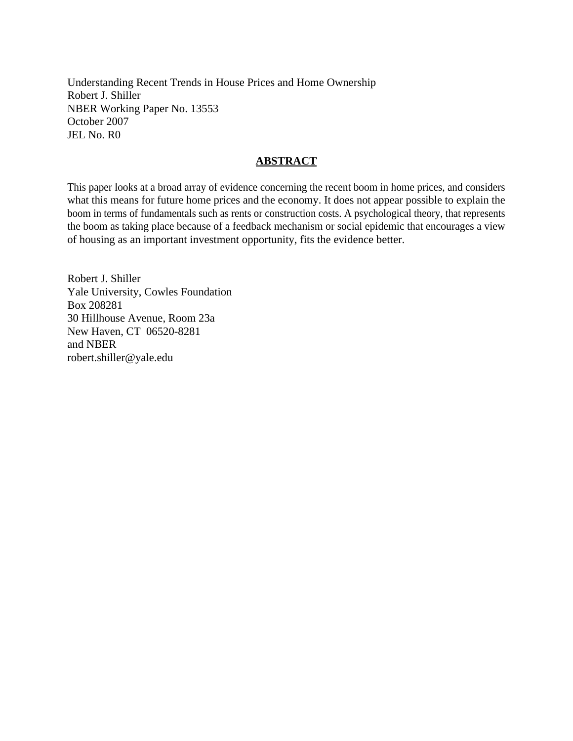Understanding Recent Trends in House Prices and Home Ownership
Robert J. Shiller
NBER Working Paper No. 13553
October 2007
JEL No. R0

## ABSTRACT

This paper looks at a broad array of evidence concerning the recent boom in home prices, and considers what this means for future home prices and the economy. It does not appear possible to explain the boom in terms of fundamentals such as rents or construction costs. A psychological theory, that represents the boom as taking place because of a feedback mechanism or social epidemic that encourages a view of housing as an important investment opportunity, fits the evidence better.

Robert J. Shiller
Yale University, Cowles Foundation
Box 208281
30 Hillhouse Avenue, Room 23a
New Haven, CT 06520-8281
and NBER
robert.shiller@yale.edu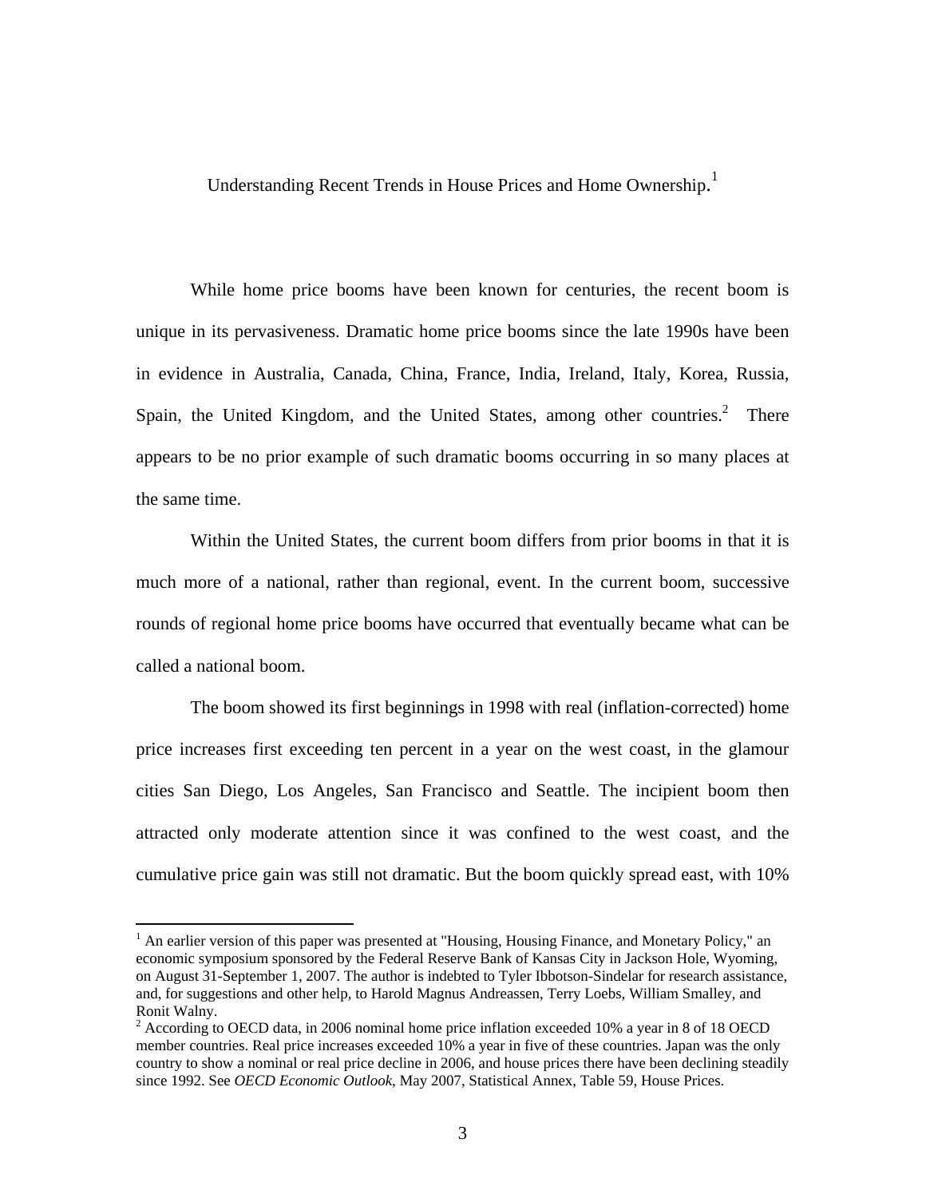# Understanding Recent Trends in House Prices and Home Ownership.[1]

While home price booms have been known for centuries, the recent boom is unique in its pervasiveness. Dramatic home price booms since the late 1990s have been in evidence in Australia, Canada, China, France, India, Ireland, Italy, Korea, Russia, Spain, the United Kingdom, and the United States, among other countries.[2] There appears to be no prior example of such dramatic booms occurring in so many places at the same time.

Within the United States, the current boom differs from prior booms in that it is much more of a national, rather than regional, event. In the current boom, successive rounds of regional home price booms have occurred that eventually became what can be called a national boom.

The boom showed its first beginnings in 1998 with real (inflation-corrected) home price increases first exceeding ten percent in a year on the west coast, in the glamour cities San Diego, Los Angeles, San Francisco and Seattle. The incipient boom then attracted only moderate attention since it was confined to the west coast, and the cumulative price gain was still not dramatic. But the boom quickly spread east, with 10%

---

[1] An earlier version of this paper was presented at "Housing, Housing Finance, and Monetary Policy," an economic symposium sponsored by the Federal Reserve Bank of Kansas City in Jackson Hole, Wyoming, on August 31-September 1, 2007. The author is indebted to Tyler Ibbotson-Sindelar for research assistance, and, for suggestions and other help, to Harold Magnus Andreassen, Terry Loebs, William Smalley, and Ronit Walny.

[2] According to OECD data, in 2006 nominal home price inflation exceeded 10% a year in 8 of 18 OECD member countries. Real price increases exceeded 10% a year in five of these countries. Japan was the only country to show a nominal or real price decline in 2006, and house prices there have been declining steadily since 1992. See *OECD Economic Outlook*, May 2007, Statistical Annex, Table 59, House Prices.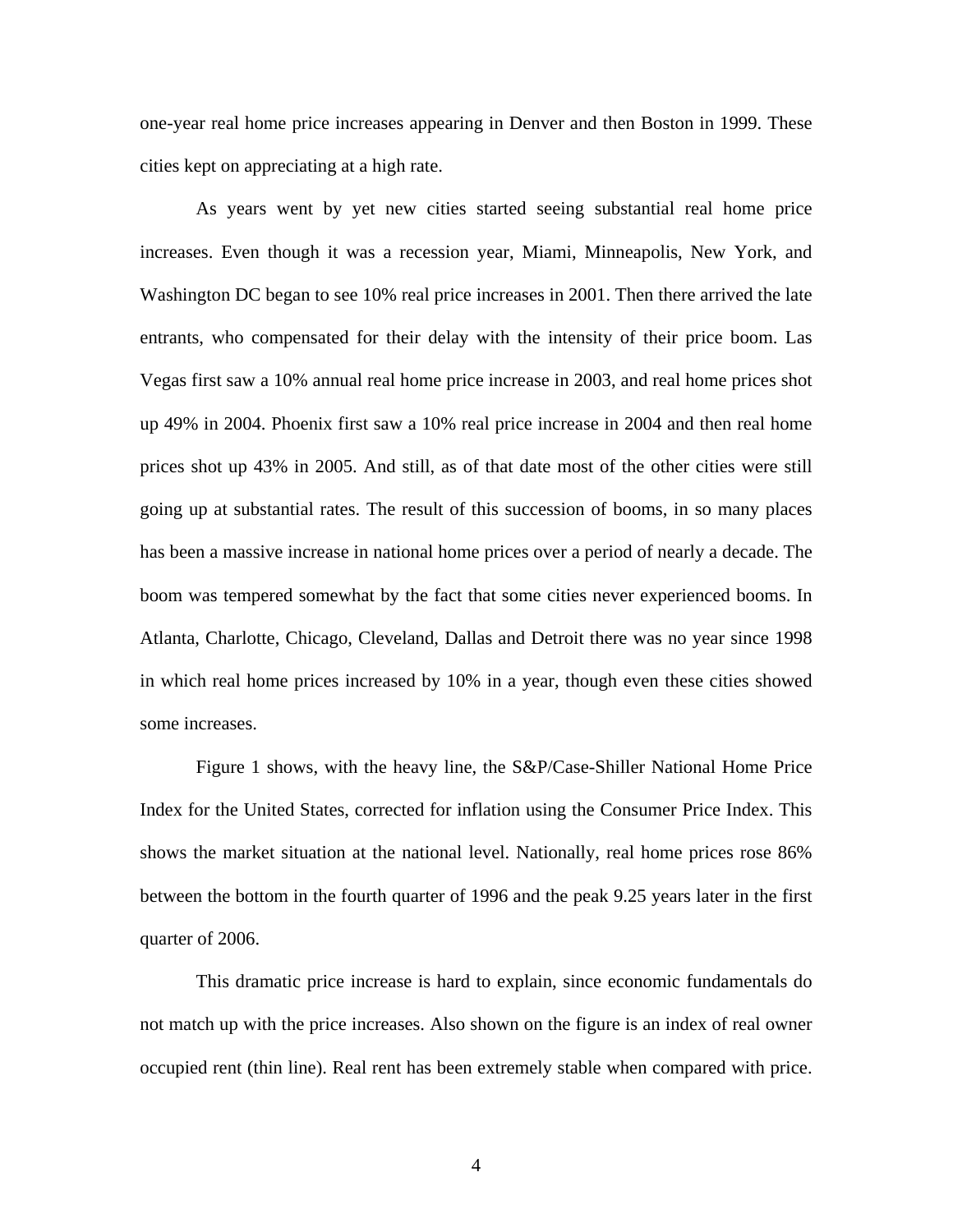one-year real home price increases appearing in Denver and then Boston in 1999. These cities kept on appreciating at a high rate.

As years went by yet new cities started seeing substantial real home price increases. Even though it was a recession year, Miami, Minneapolis, New York, and Washington DC began to see 10% real price increases in 2001. Then there arrived the late entrants, who compensated for their delay with the intensity of their price boom. Las Vegas first saw a 10% annual real home price increase in 2003, and real home prices shot up 49% in 2004. Phoenix first saw a 10% real price increase in 2004 and then real home prices shot up 43% in 2005. And still, as of that date most of the other cities were still going up at substantial rates. The result of this succession of booms, in so many places has been a massive increase in national home prices over a period of nearly a decade. The boom was tempered somewhat by the fact that some cities never experienced booms. In Atlanta, Charlotte, Chicago, Cleveland, Dallas and Detroit there was no year since 1998 in which real home prices increased by 10% in a year, though even these cities showed some increases.

Figure 1 shows, with the heavy line, the S&P/Case-Shiller National Home Price Index for the United States, corrected for inflation using the Consumer Price Index. This shows the market situation at the national level. Nationally, real home prices rose 86% between the bottom in the fourth quarter of 1996 and the peak 9.25 years later in the first quarter of 2006.

This dramatic price increase is hard to explain, since economic fundamentals do not match up with the price increases. Also shown on the figure is an index of real owner occupied rent (thin line). Real rent has been extremely stable when compared with price.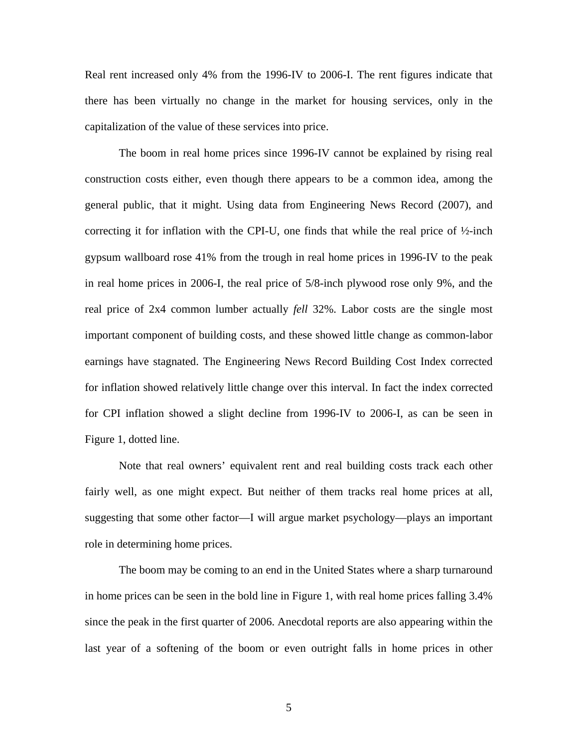Real rent increased only 4% from the 1996-IV to 2006-I. The rent figures indicate that there has been virtually no change in the market for housing services, only in the capitalization of the value of these services into price.

The boom in real home prices since 1996-IV cannot be explained by rising real construction costs either, even though there appears to be a common idea, among the general public, that it might. Using data from Engineering News Record (2007), and correcting it for inflation with the CPI-U, one finds that while the real price of ½-inch gypsum wallboard rose 41% from the trough in real home prices in 1996-IV to the peak in real home prices in 2006-I, the real price of 5/8-inch plywood rose only 9%, and the real price of 2x4 common lumber actually *fell* 32%. Labor costs are the single most important component of building costs, and these showed little change as common-labor earnings have stagnated. The Engineering News Record Building Cost Index corrected for inflation showed relatively little change over this interval. In fact the index corrected for CPI inflation showed a slight decline from 1996-IV to 2006-I, as can be seen in Figure 1, dotted line.

Note that real owners' equivalent rent and real building costs track each other fairly well, as one might expect. But neither of them tracks real home prices at all, suggesting that some other factor—I will argue market psychology—plays an important role in determining home prices.

The boom may be coming to an end in the United States where a sharp turnaround in home prices can be seen in the bold line in Figure 1, with real home prices falling 3.4% since the peak in the first quarter of 2006. Anecdotal reports are also appearing within the last year of a softening of the boom or even outright falls in home prices in other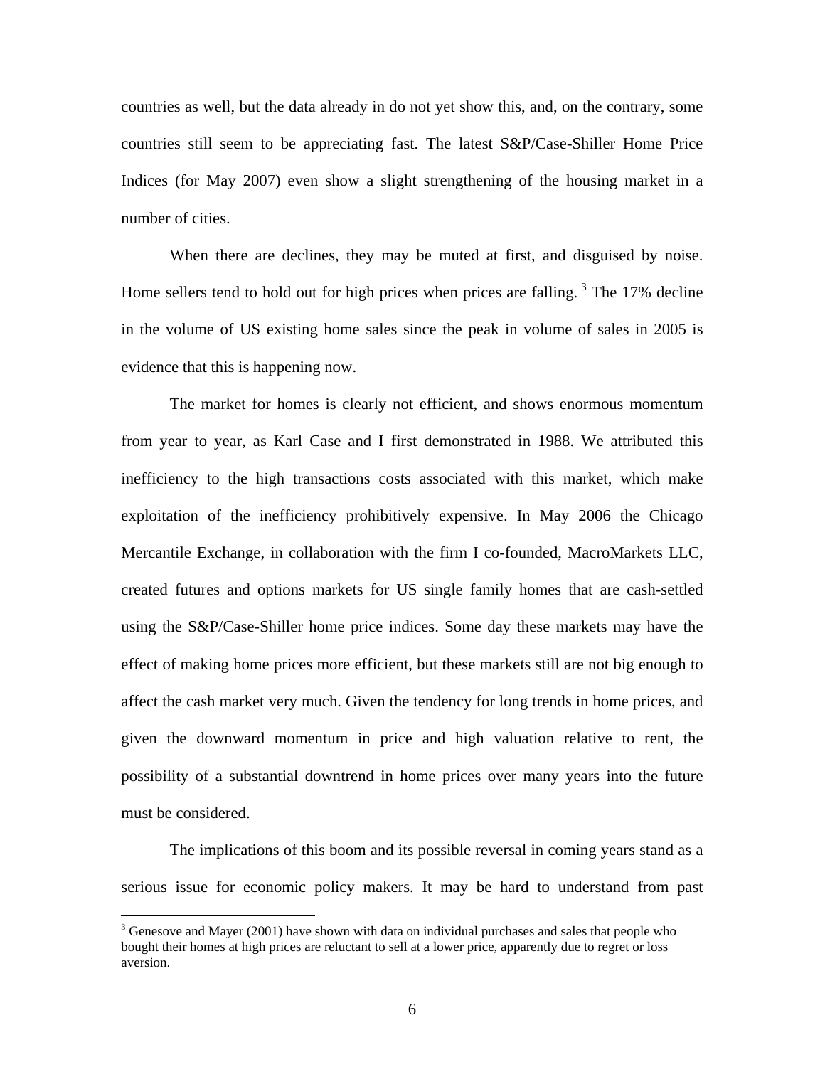countries as well, but the data already in do not yet show this, and, on the contrary, some countries still seem to be appreciating fast. The latest S&P/Case-Shiller Home Price Indices (for May 2007) even show a slight strengthening of the housing market in a number of cities.

When there are declines, they may be muted at first, and disguised by noise. Home sellers tend to hold out for high prices when prices are falling. [3] The 17% decline in the volume of US existing home sales since the peak in volume of sales in 2005 is evidence that this is happening now.

The market for homes is clearly not efficient, and shows enormous momentum from year to year, as Karl Case and I first demonstrated in 1988. We attributed this inefficiency to the high transactions costs associated with this market, which make exploitation of the inefficiency prohibitively expensive. In May 2006 the Chicago Mercantile Exchange, in collaboration with the firm I co-founded, MacroMarkets LLC, created futures and options markets for US single family homes that are cash-settled using the S&P/Case-Shiller home price indices. Some day these markets may have the effect of making home prices more efficient, but these markets still are not big enough to affect the cash market very much. Given the tendency for long trends in home prices, and given the downward momentum in price and high valuation relative to rent, the possibility of a substantial downtrend in home prices over many years into the future must be considered.

The implications of this boom and its possible reversal in coming years stand as a serious issue for economic policy makers. It may be hard to understand from past

[3] Genesove and Mayer (2001) have shown with data on individual purchases and sales that people who bought their homes at high prices are reluctant to sell at a lower price, apparently due to regret or loss aversion.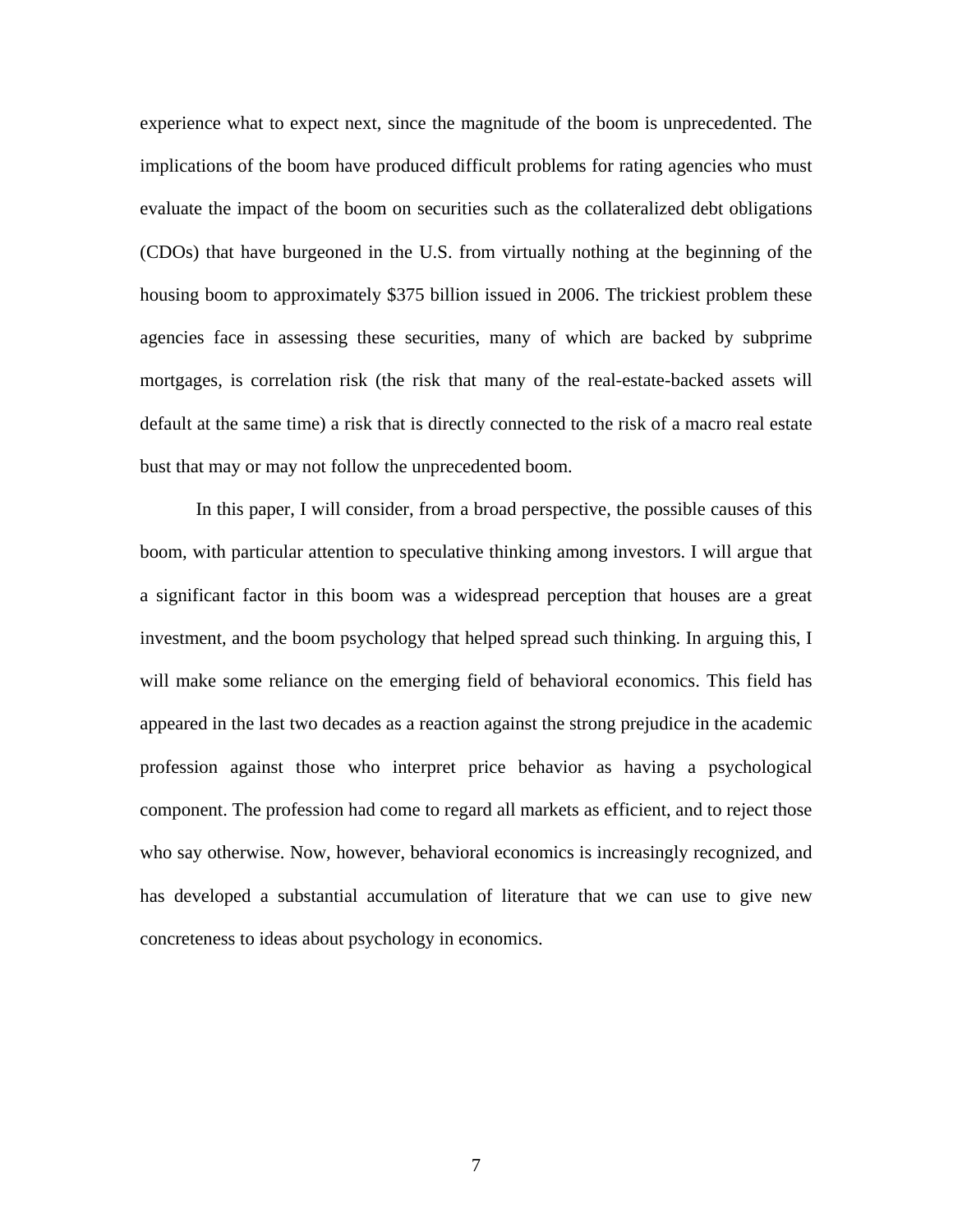experience what to expect next, since the magnitude of the boom is unprecedented. The implications of the boom have produced difficult problems for rating agencies who must evaluate the impact of the boom on securities such as the collateralized debt obligations (CDOs) that have burgeoned in the U.S. from virtually nothing at the beginning of the housing boom to approximately $375 billion issued in 2006. The trickiest problem these agencies face in assessing these securities, many of which are backed by subprime mortgages, is correlation risk (the risk that many of the real-estate-backed assets will default at the same time) a risk that is directly connected to the risk of a macro real estate bust that may or may not follow the unprecedented boom.

In this paper, I will consider, from a broad perspective, the possible causes of this boom, with particular attention to speculative thinking among investors. I will argue that a significant factor in this boom was a widespread perception that houses are a great investment, and the boom psychology that helped spread such thinking. In arguing this, I will make some reliance on the emerging field of behavioral economics. This field has appeared in the last two decades as a reaction against the strong prejudice in the academic profession against those who interpret price behavior as having a psychological component. The profession had come to regard all markets as efficient, and to reject those who say otherwise. Now, however, behavioral economics is increasingly recognized, and has developed a substantial accumulation of literature that we can use to give new concreteness to ideas about psychology in economics.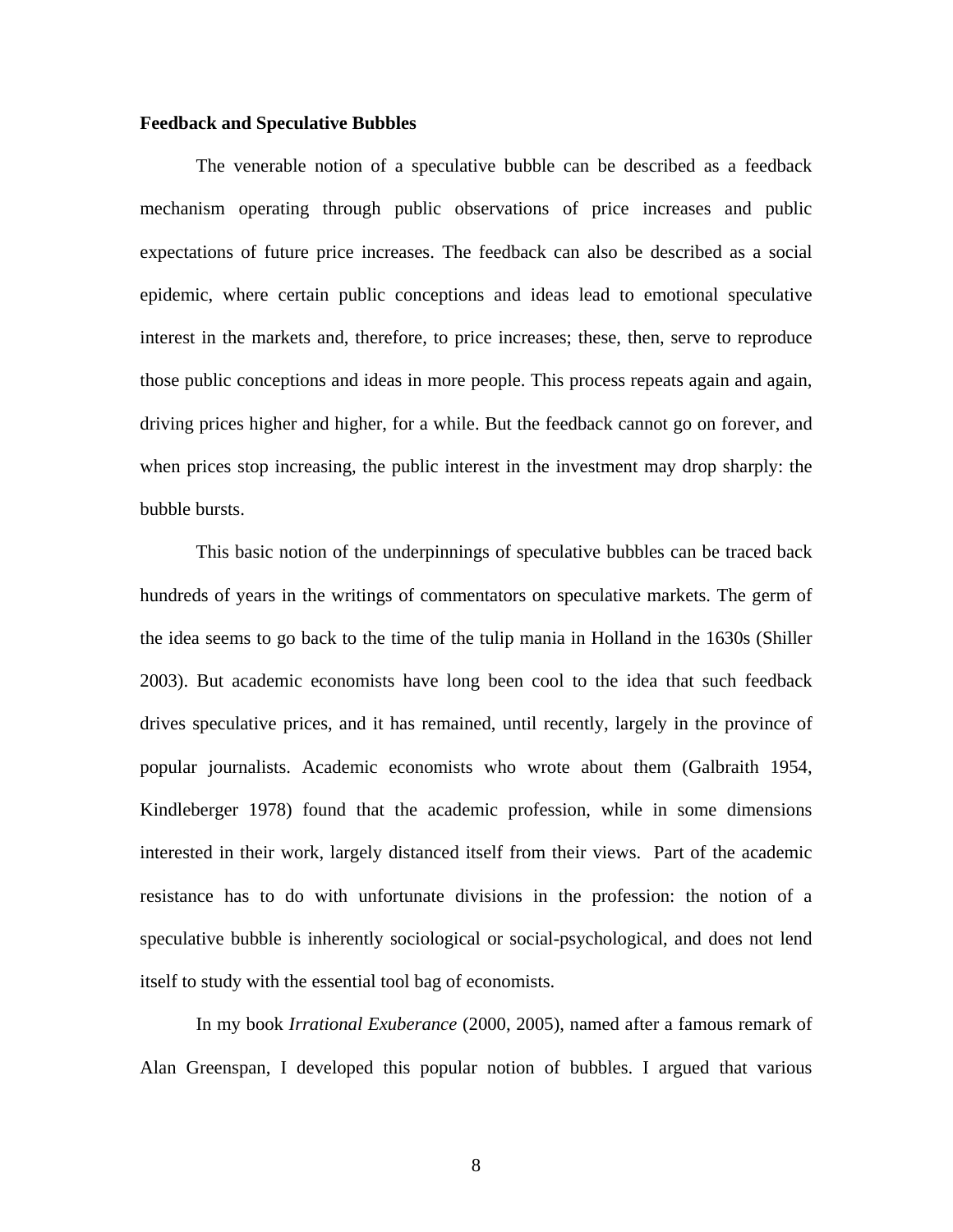**Feedback and Speculative Bubbles**

The venerable notion of a speculative bubble can be described as a feedback mechanism operating through public observations of price increases and public expectations of future price increases. The feedback can also be described as a social epidemic, where certain public conceptions and ideas lead to emotional speculative interest in the markets and, therefore, to price increases; these, then, serve to reproduce those public conceptions and ideas in more people. This process repeats again and again, driving prices higher and higher, for a while. But the feedback cannot go on forever, and when prices stop increasing, the public interest in the investment may drop sharply: the bubble bursts.

This basic notion of the underpinnings of speculative bubbles can be traced back hundreds of years in the writings of commentators on speculative markets. The germ of the idea seems to go back to the time of the tulip mania in Holland in the 1630s (Shiller 2003). But academic economists have long been cool to the idea that such feedback drives speculative prices, and it has remained, until recently, largely in the province of popular journalists. Academic economists who wrote about them (Galbraith 1954, Kindleberger 1978) found that the academic profession, while in some dimensions interested in their work, largely distanced itself from their views. Part of the academic resistance has to do with unfortunate divisions in the profession: the notion of a speculative bubble is inherently sociological or social-psychological, and does not lend itself to study with the essential tool bag of economists.

In my book *Irrational Exuberance* (2000, 2005), named after a famous remark of Alan Greenspan, I developed this popular notion of bubbles. I argued that various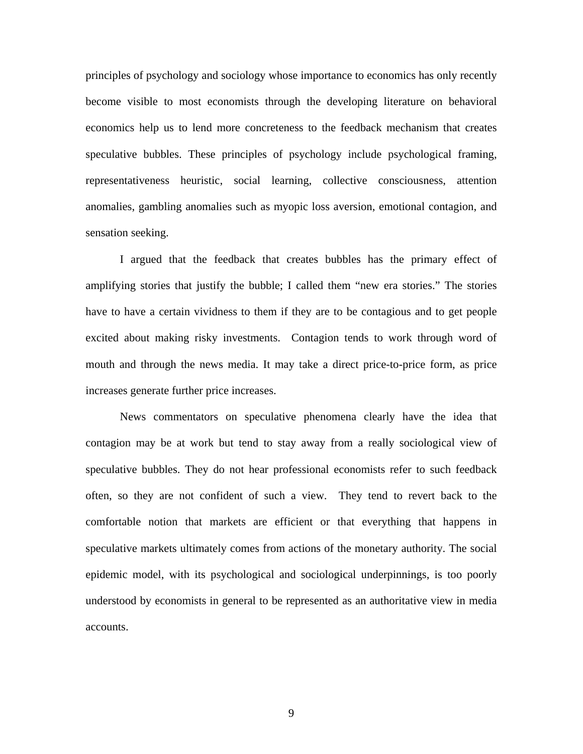principles of psychology and sociology whose importance to economics has only recently become visible to most economists through the developing literature on behavioral economics help us to lend more concreteness to the feedback mechanism that creates speculative bubbles. These principles of psychology include psychological framing, representativeness heuristic, social learning, collective consciousness, attention anomalies, gambling anomalies such as myopic loss aversion, emotional contagion, and sensation seeking.

I argued that the feedback that creates bubbles has the primary effect of amplifying stories that justify the bubble; I called them "new era stories." The stories have to have a certain vividness to them if they are to be contagious and to get people excited about making risky investments. Contagion tends to work through word of mouth and through the news media. It may take a direct price-to-price form, as price increases generate further price increases.

News commentators on speculative phenomena clearly have the idea that contagion may be at work but tend to stay away from a really sociological view of speculative bubbles. They do not hear professional economists refer to such feedback often, so they are not confident of such a view. They tend to revert back to the comfortable notion that markets are efficient or that everything that happens in speculative markets ultimately comes from actions of the monetary authority. The social epidemic model, with its psychological and sociological underpinnings, is too poorly understood by economists in general to be represented as an authoritative view in media accounts.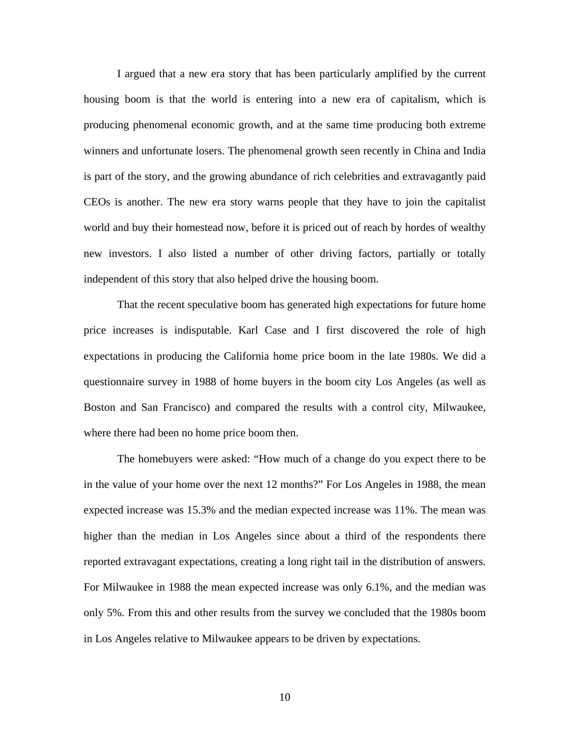I argued that a new era story that has been particularly amplified by the current housing boom is that the world is entering into a new era of capitalism, which is producing phenomenal economic growth, and at the same time producing both extreme winners and unfortunate losers. The phenomenal growth seen recently in China and India is part of the story, and the growing abundance of rich celebrities and extravagantly paid CEOs is another. The new era story warns people that they have to join the capitalist world and buy their homestead now, before it is priced out of reach by hordes of wealthy new investors. I also listed a number of other driving factors, partially or totally independent of this story that also helped drive the housing boom.

That the recent speculative boom has generated high expectations for future home price increases is indisputable. Karl Case and I first discovered the role of high expectations in producing the California home price boom in the late 1980s. We did a questionnaire survey in 1988 of home buyers in the boom city Los Angeles (as well as Boston and San Francisco) and compared the results with a control city, Milwaukee, where there had been no home price boom then.

The homebuyers were asked: "How much of a change do you expect there to be in the value of your home over the next 12 months?" For Los Angeles in 1988, the mean expected increase was 15.3% and the median expected increase was 11%. The mean was higher than the median in Los Angeles since about a third of the respondents there reported extravagant expectations, creating a long right tail in the distribution of answers. For Milwaukee in 1988 the mean expected increase was only 6.1%, and the median was only 5%. From this and other results from the survey we concluded that the 1980s boom in Los Angeles relative to Milwaukee appears to be driven by expectations.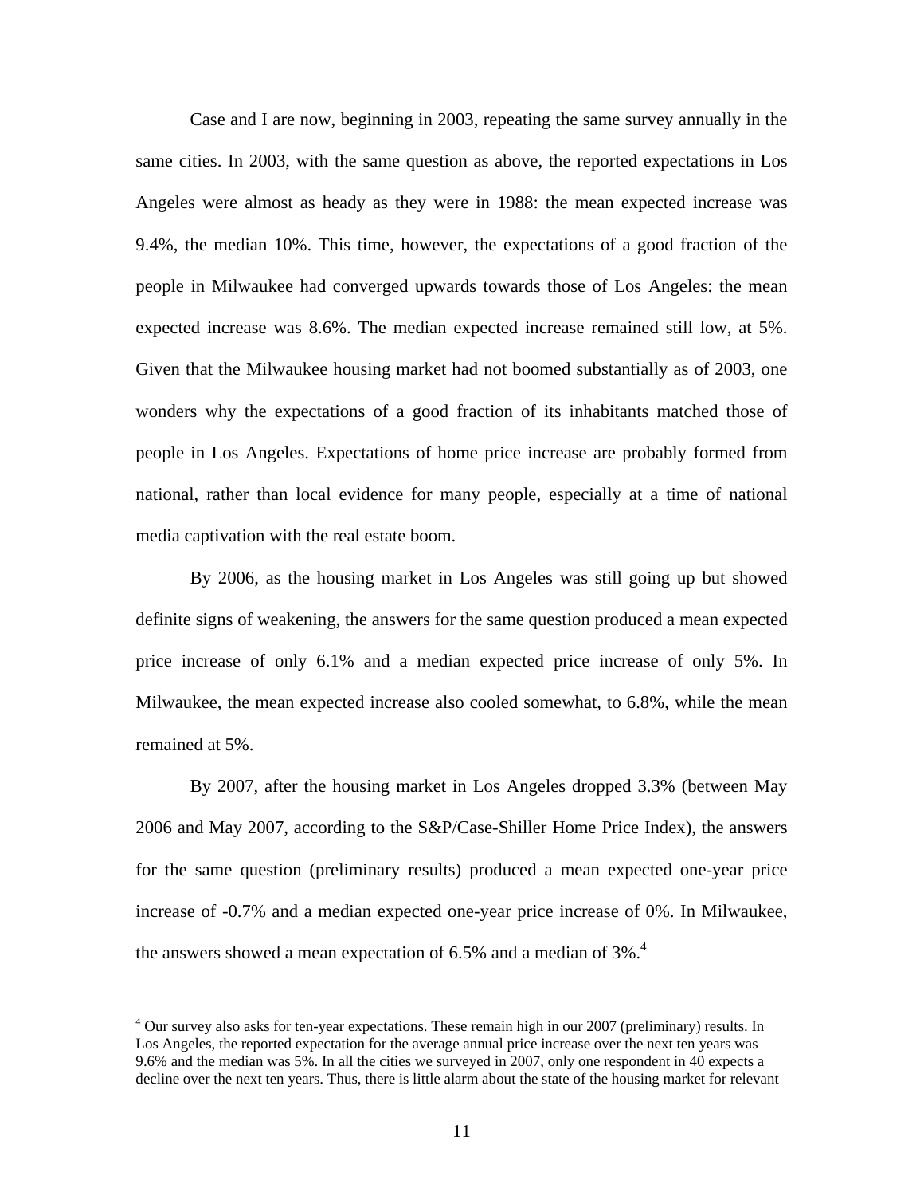Case and I are now, beginning in 2003, repeating the same survey annually in the same cities. In 2003, with the same question as above, the reported expectations in Los Angeles were almost as heady as they were in 1988: the mean expected increase was 9.4%, the median 10%. This time, however, the expectations of a good fraction of the people in Milwaukee had converged upwards towards those of Los Angeles: the mean expected increase was 8.6%. The median expected increase remained still low, at 5%. Given that the Milwaukee housing market had not boomed substantially as of 2003, one wonders why the expectations of a good fraction of its inhabitants matched those of people in Los Angeles. Expectations of home price increase are probably formed from national, rather than local evidence for many people, especially at a time of national media captivation with the real estate boom.

By 2006, as the housing market in Los Angeles was still going up but showed definite signs of weakening, the answers for the same question produced a mean expected price increase of only 6.1% and a median expected price increase of only 5%. In Milwaukee, the mean expected increase also cooled somewhat, to 6.8%, while the mean remained at 5%.

By 2007, after the housing market in Los Angeles dropped 3.3% (between May 2006 and May 2007, according to the S&P/Case-Shiller Home Price Index), the answers for the same question (preliminary results) produced a mean expected one-year price increase of -0.7% and a median expected one-year price increase of 0%. In Milwaukee, the answers showed a mean expectation of 6.5% and a median of 3%.[4]

---

[4] Our survey also asks for ten-year expectations. These remain high in our 2007 (preliminary) results. In Los Angeles, the reported expectation for the average annual price increase over the next ten years was 9.6% and the median was 5%. In all the cities we surveyed in 2007, only one respondent in 40 expects a decline over the next ten years. Thus, there is little alarm about the state of the housing market for relevant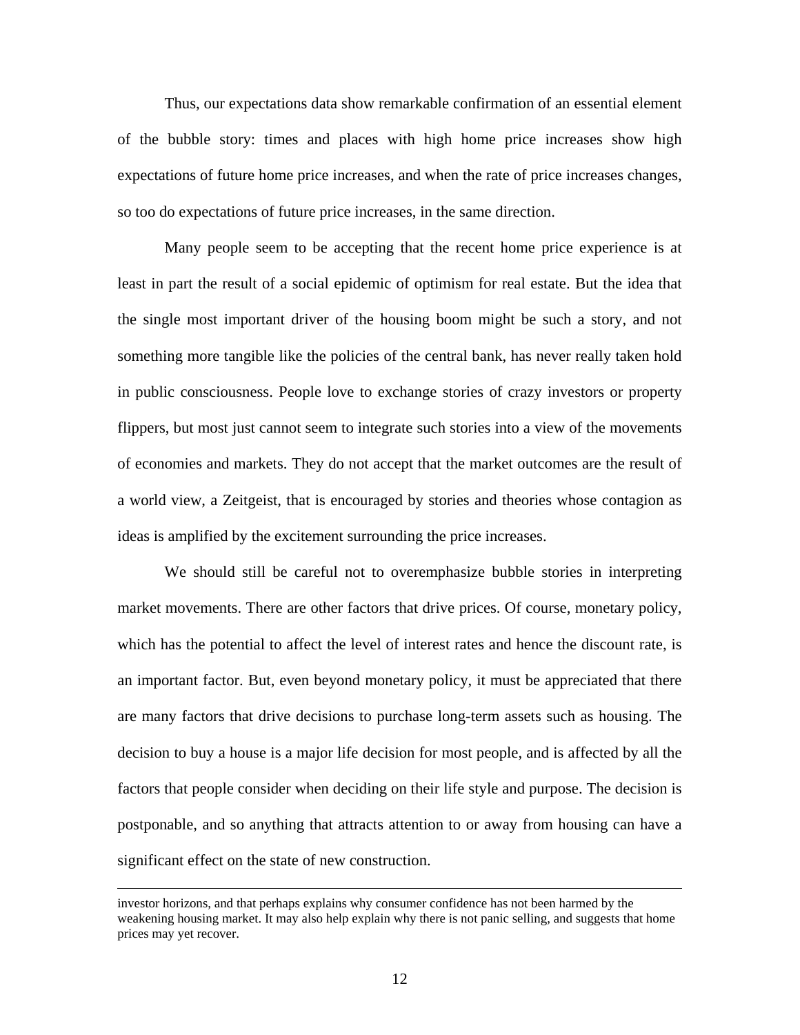Thus, our expectations data show remarkable confirmation of an essential element of the bubble story: times and places with high home price increases show high expectations of future home price increases, and when the rate of price increases changes, so too do expectations of future price increases, in the same direction.

Many people seem to be accepting that the recent home price experience is at least in part the result of a social epidemic of optimism for real estate. But the idea that the single most important driver of the housing boom might be such a story, and not something more tangible like the policies of the central bank, has never really taken hold in public consciousness. People love to exchange stories of crazy investors or property flippers, but most just cannot seem to integrate such stories into a view of the movements of economies and markets. They do not accept that the market outcomes are the result of a world view, a Zeitgeist, that is encouraged by stories and theories whose contagion as ideas is amplified by the excitement surrounding the price increases.

We should still be careful not to overemphasize bubble stories in interpreting market movements. There are other factors that drive prices. Of course, monetary policy, which has the potential to affect the level of interest rates and hence the discount rate, is an important factor. But, even beyond monetary policy, it must be appreciated that there are many factors that drive decisions to purchase long-term assets such as housing. The decision to buy a house is a major life decision for most people, and is affected by all the factors that people consider when deciding on their life style and purpose. The decision is postponable, and so anything that attracts attention to or away from housing can have a significant effect on the state of new construction.

---

investor horizons, and that perhaps explains why consumer confidence has not been harmed by the weakening housing market. It may also help explain why there is not panic selling, and suggests that home prices may yet recover.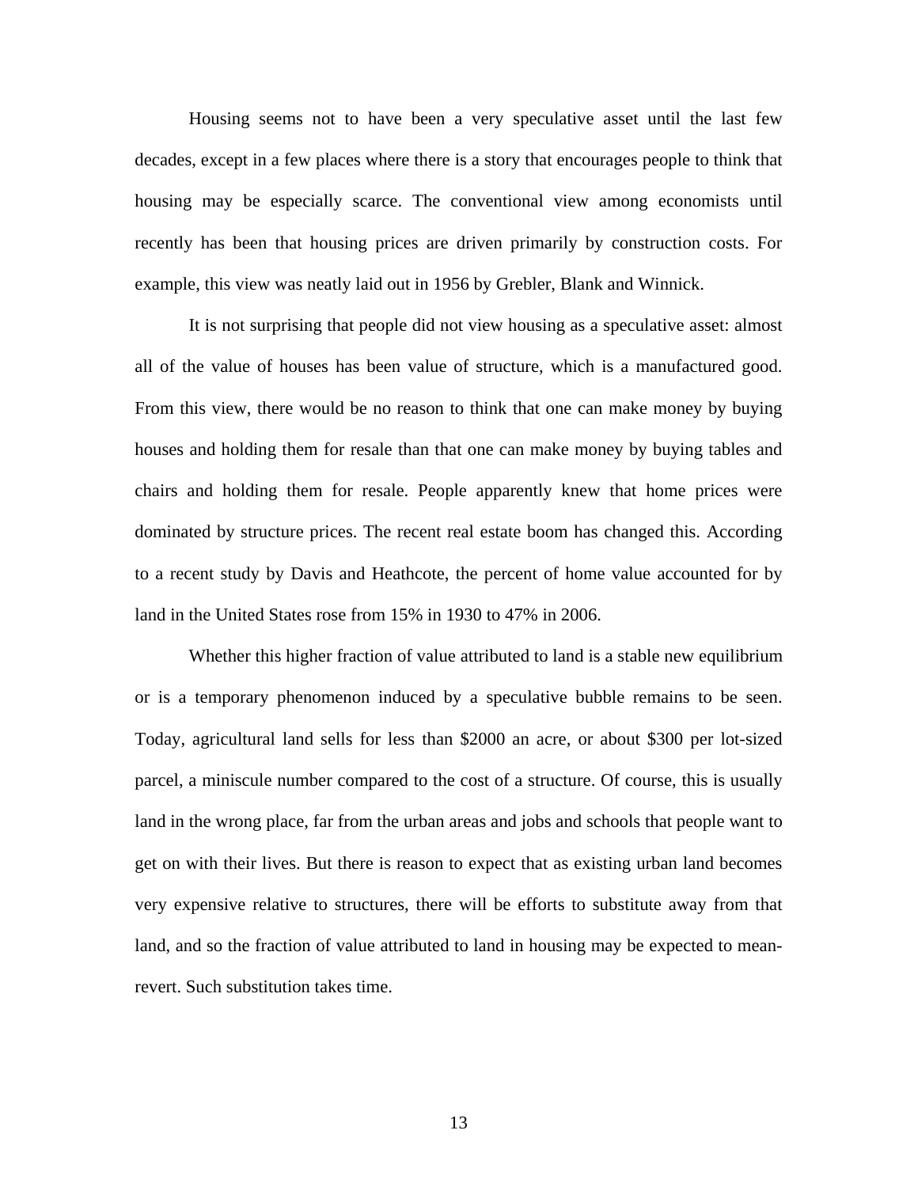Housing seems not to have been a very speculative asset until the last few decades, except in a few places where there is a story that encourages people to think that housing may be especially scarce. The conventional view among economists until recently has been that housing prices are driven primarily by construction costs. For example, this view was neatly laid out in 1956 by Grebler, Blank and Winnick.

It is not surprising that people did not view housing as a speculative asset: almost all of the value of houses has been value of structure, which is a manufactured good. From this view, there would be no reason to think that one can make money by buying houses and holding them for resale than that one can make money by buying tables and chairs and holding them for resale. People apparently knew that home prices were dominated by structure prices. The recent real estate boom has changed this. According to a recent study by Davis and Heathcote, the percent of home value accounted for by land in the United States rose from 15% in 1930 to 47% in 2006.

Whether this higher fraction of value attributed to land is a stable new equilibrium or is a temporary phenomenon induced by a speculative bubble remains to be seen. Today, agricultural land sells for less than $2000 an acre, or about $300 per lot-sized parcel, a miniscule number compared to the cost of a structure. Of course, this is usually land in the wrong place, far from the urban areas and jobs and schools that people want to get on with their lives. But there is reason to expect that as existing urban land becomes very expensive relative to structures, there will be efforts to substitute away from that land, and so the fraction of value attributed to land in housing may be expected to mean-revert. Such substitution takes time.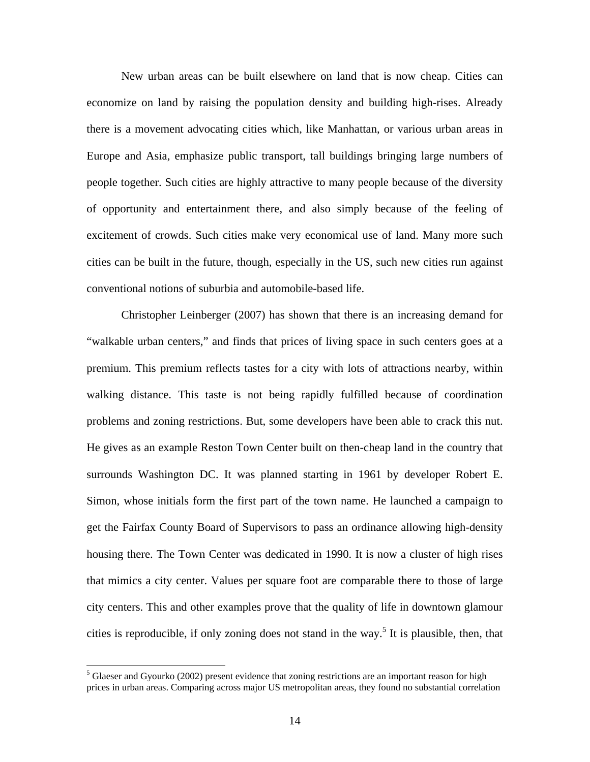New urban areas can be built elsewhere on land that is now cheap. Cities can economize on land by raising the population density and building high-rises. Already there is a movement advocating cities which, like Manhattan, or various urban areas in Europe and Asia, emphasize public transport, tall buildings bringing large numbers of people together. Such cities are highly attractive to many people because of the diversity of opportunity and entertainment there, and also simply because of the feeling of excitement of crowds. Such cities make very economical use of land. Many more such cities can be built in the future, though, especially in the US, such new cities run against conventional notions of suburbia and automobile-based life.

Christopher Leinberger (2007) has shown that there is an increasing demand for "walkable urban centers," and finds that prices of living space in such centers goes at a premium. This premium reflects tastes for a city with lots of attractions nearby, within walking distance. This taste is not being rapidly fulfilled because of coordination problems and zoning restrictions. But, some developers have been able to crack this nut. He gives as an example Reston Town Center built on then-cheap land in the country that surrounds Washington DC. It was planned starting in 1961 by developer Robert E. Simon, whose initials form the first part of the town name. He launched a campaign to get the Fairfax County Board of Supervisors to pass an ordinance allowing high-density housing there. The Town Center was dedicated in 1990. It is now a cluster of high rises that mimics a city center. Values per square foot are comparable there to those of large city centers. This and other examples prove that the quality of life in downtown glamour cities is reproducible, if only zoning does not stand in the way.[5] It is plausible, then, that

[5] Glaeser and Gyourko (2002) present evidence that zoning restrictions are an important reason for high prices in urban areas. Comparing across major US metropolitan areas, they found no substantial correlation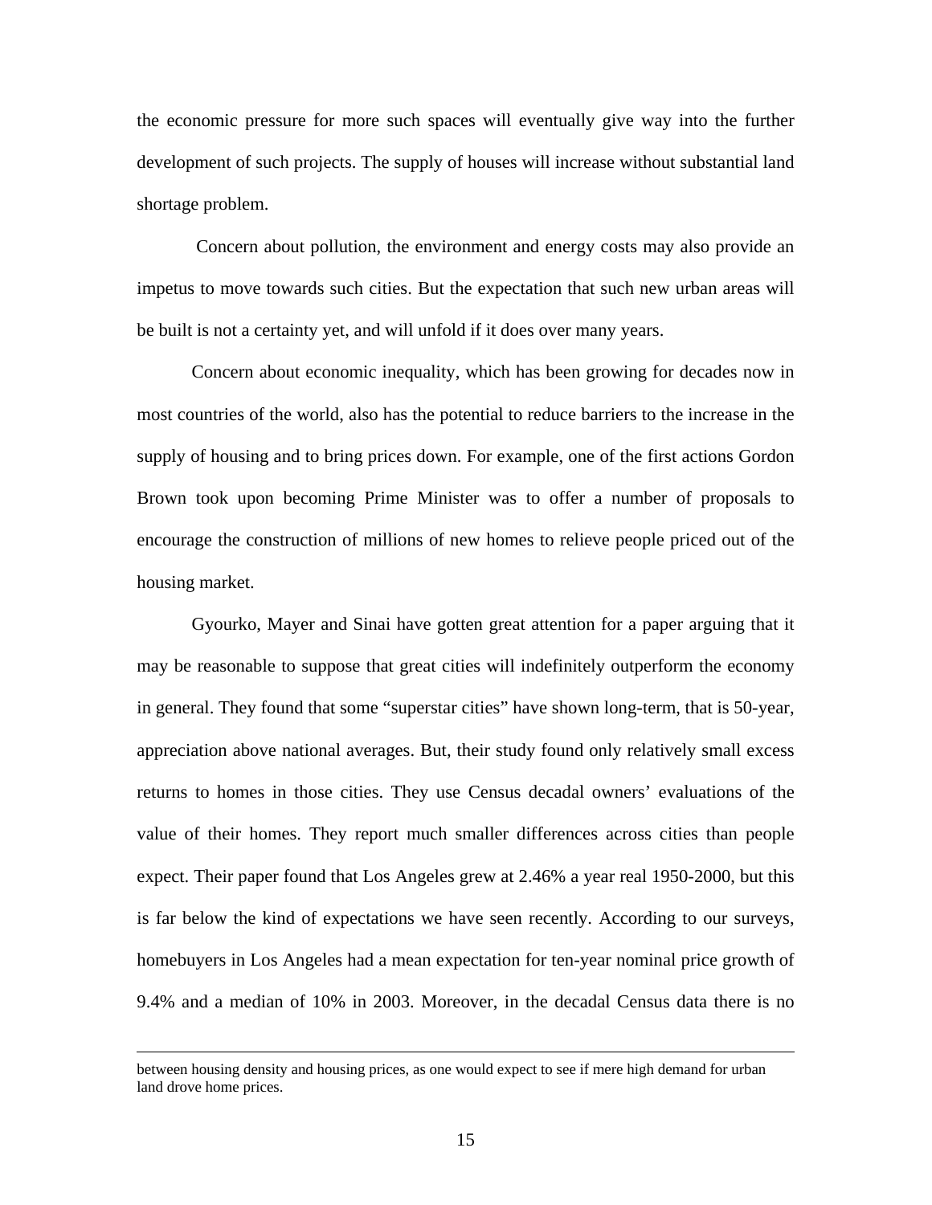the economic pressure for more such spaces will eventually give way into the further development of such projects. The supply of houses will increase without substantial land shortage problem.

Concern about pollution, the environment and energy costs may also provide an impetus to move towards such cities. But the expectation that such new urban areas will be built is not a certainty yet, and will unfold if it does over many years.

Concern about economic inequality, which has been growing for decades now in most countries of the world, also has the potential to reduce barriers to the increase in the supply of housing and to bring prices down. For example, one of the first actions Gordon Brown took upon becoming Prime Minister was to offer a number of proposals to encourage the construction of millions of new homes to relieve people priced out of the housing market.

Gyourko, Mayer and Sinai have gotten great attention for a paper arguing that it may be reasonable to suppose that great cities will indefinitely outperform the economy in general. They found that some "superstar cities" have shown long-term, that is 50-year, appreciation above national averages. But, their study found only relatively small excess returns to homes in those cities. They use Census decadal owners' evaluations of the value of their homes. They report much smaller differences across cities than people expect. Their paper found that Los Angeles grew at 2.46% a year real 1950-2000, but this is far below the kind of expectations we have seen recently. According to our surveys, homebuyers in Los Angeles had a mean expectation for ten-year nominal price growth of 9.4% and a median of 10% in 2003. Moreover, in the decadal Census data there is no

---

between housing density and housing prices, as one would expect to see if mere high demand for urban land drove home prices.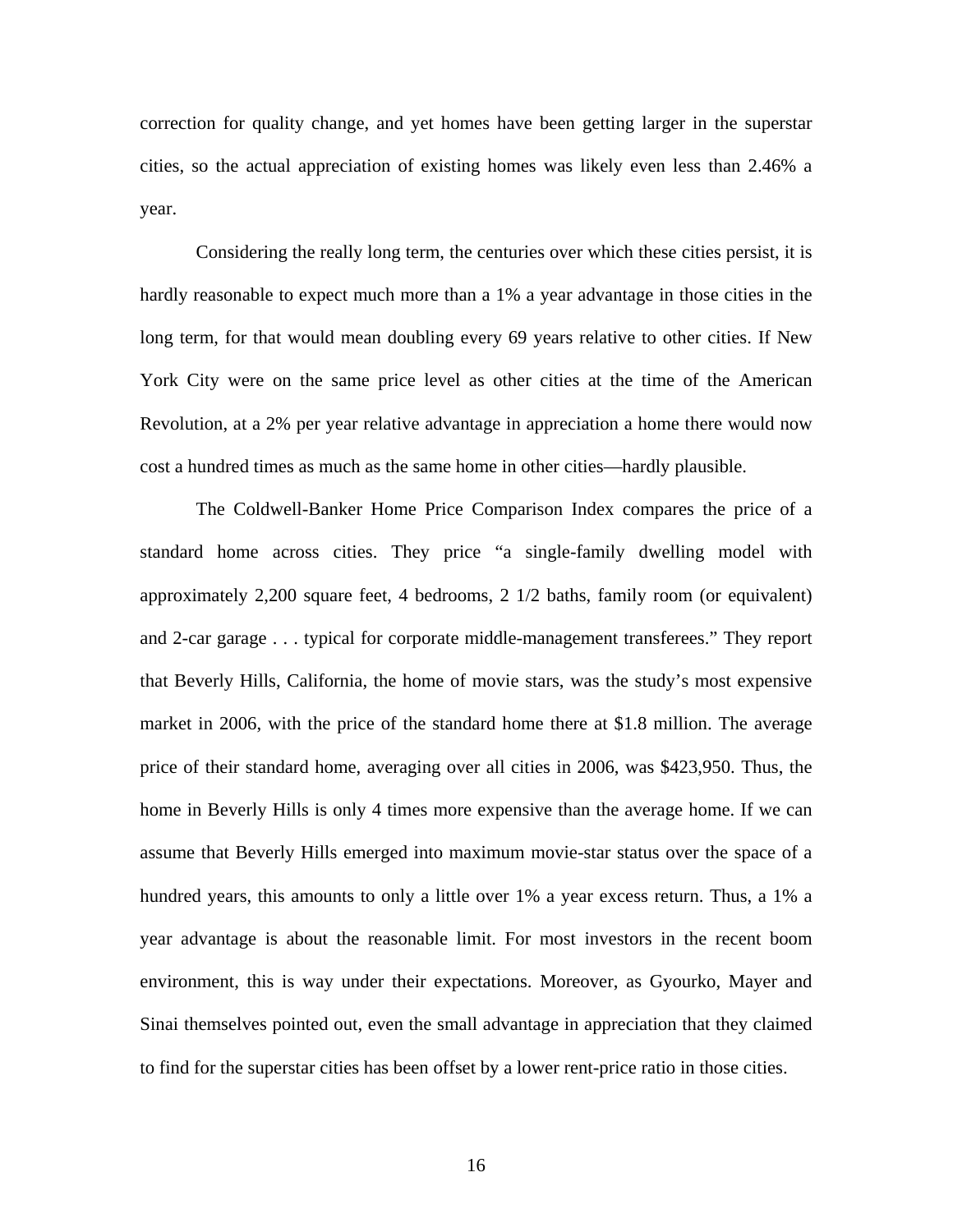correction for quality change, and yet homes have been getting larger in the superstar cities, so the actual appreciation of existing homes was likely even less than 2.46% a year.

Considering the really long term, the centuries over which these cities persist, it is hardly reasonable to expect much more than a 1% a year advantage in those cities in the long term, for that would mean doubling every 69 years relative to other cities. If New York City were on the same price level as other cities at the time of the American Revolution, at a 2% per year relative advantage in appreciation a home there would now cost a hundred times as much as the same home in other cities—hardly plausible.

The Coldwell-Banker Home Price Comparison Index compares the price of a standard home across cities. They price "a single-family dwelling model with approximately 2,200 square feet, 4 bedrooms, 2 1/2 baths, family room (or equivalent) and 2-car garage . . . typical for corporate middle-management transferees." They report that Beverly Hills, California, the home of movie stars, was the study's most expensive market in 2006, with the price of the standard home there at \$1.8 million. The average price of their standard home, averaging over all cities in 2006, was \$423,950. Thus, the home in Beverly Hills is only 4 times more expensive than the average home. If we can assume that Beverly Hills emerged into maximum movie-star status over the space of a hundred years, this amounts to only a little over 1% a year excess return. Thus, a 1% a year advantage is about the reasonable limit. For most investors in the recent boom environment, this is way under their expectations. Moreover, as Gyourko, Mayer and Sinai themselves pointed out, even the small advantage in appreciation that they claimed to find for the superstar cities has been offset by a lower rent-price ratio in those cities.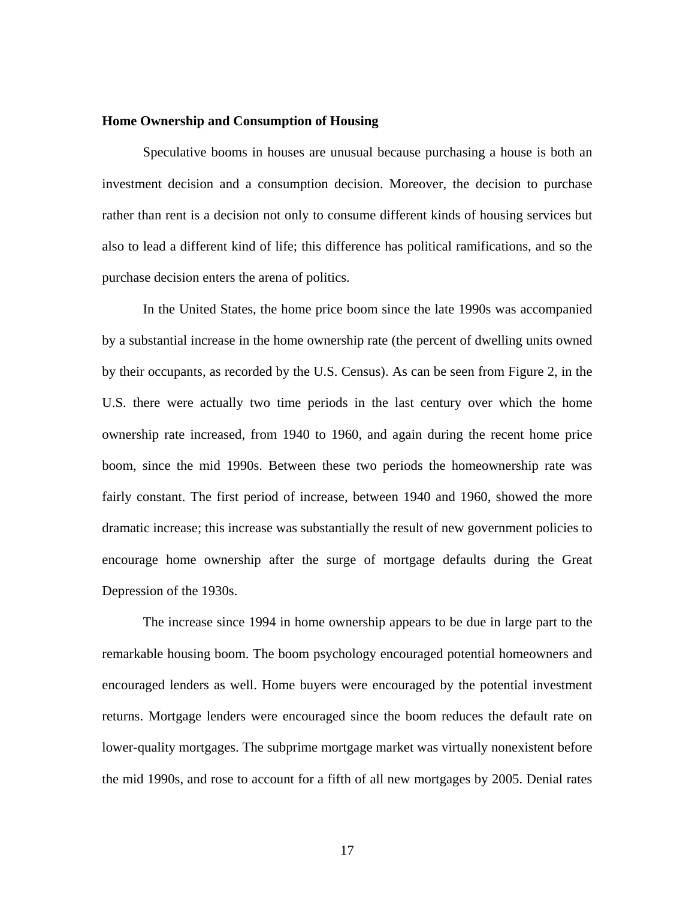**Home Ownership and Consumption of Housing**

Speculative booms in houses are unusual because purchasing a house is both an investment decision and a consumption decision. Moreover, the decision to purchase rather than rent is a decision not only to consume different kinds of housing services but also to lead a different kind of life; this difference has political ramifications, and so the purchase decision enters the arena of politics.

In the United States, the home price boom since the late 1990s was accompanied by a substantial increase in the home ownership rate (the percent of dwelling units owned by their occupants, as recorded by the U.S. Census). As can be seen from Figure 2, in the U.S. there were actually two time periods in the last century over which the home ownership rate increased, from 1940 to 1960, and again during the recent home price boom, since the mid 1990s. Between these two periods the homeownership rate was fairly constant. The first period of increase, between 1940 and 1960, showed the more dramatic increase; this increase was substantially the result of new government policies to encourage home ownership after the surge of mortgage defaults during the Great Depression of the 1930s.

The increase since 1994 in home ownership appears to be due in large part to the remarkable housing boom. The boom psychology encouraged potential homeowners and encouraged lenders as well. Home buyers were encouraged by the potential investment returns. Mortgage lenders were encouraged since the boom reduces the default rate on lower-quality mortgages. The subprime mortgage market was virtually nonexistent before the mid 1990s, and rose to account for a fifth of all new mortgages by 2005. Denial rates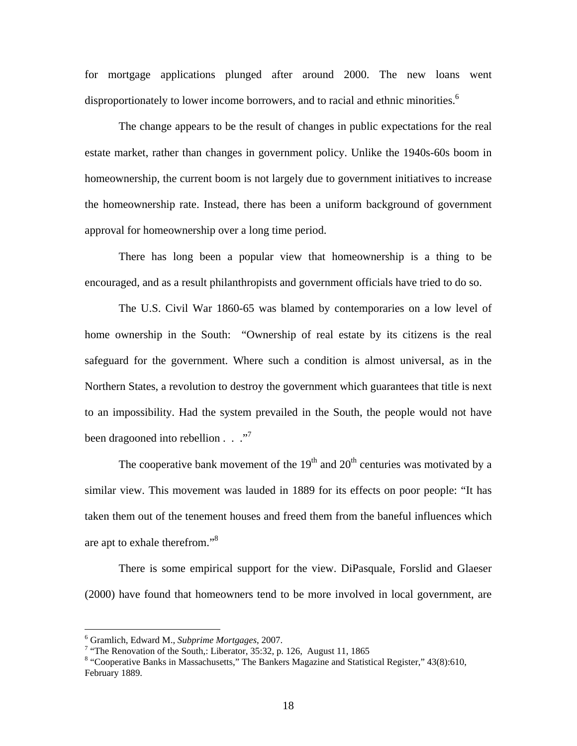for mortgage applications plunged after around 2000. The new loans went disproportionately to lower income borrowers, and to racial and ethnic minorities.[6]

The change appears to be the result of changes in public expectations for the real estate market, rather than changes in government policy. Unlike the 1940s-60s boom in homeownership, the current boom is not largely due to government initiatives to increase the homeownership rate. Instead, there has been a uniform background of government approval for homeownership over a long time period.

There has long been a popular view that homeownership is a thing to be encouraged, and as a result philanthropists and government officials have tried to do so.

The U.S. Civil War 1860-65 was blamed by contemporaries on a low level of home ownership in the South: "Ownership of real estate by its citizens is the real safeguard for the government. Where such a condition is almost universal, as in the Northern States, a revolution to destroy the government which guarantees that title is next to an impossibility. Had the system prevailed in the South, the people would not have been dragooned into rebellion . . ."[7]

The cooperative bank movement of the 19th and 20th centuries was motivated by a similar view. This movement was lauded in 1889 for its effects on poor people: "It has taken them out of the tenement houses and freed them from the baneful influences which are apt to exhale therefrom."[8]

There is some empirical support for the view. DiPasquale, Forslid and Glaeser (2000) have found that homeowners tend to be more involved in local government, are

---

[6] Gramlich, Edward M., *Subprime Mortgages*, 2007.

[7] "The Renovation of the South,: Liberator, 35:32, p. 126, August 11, 1865

[8] "Cooperative Banks in Massachusetts," The Bankers Magazine and Statistical Register," 43(8):610, February 1889.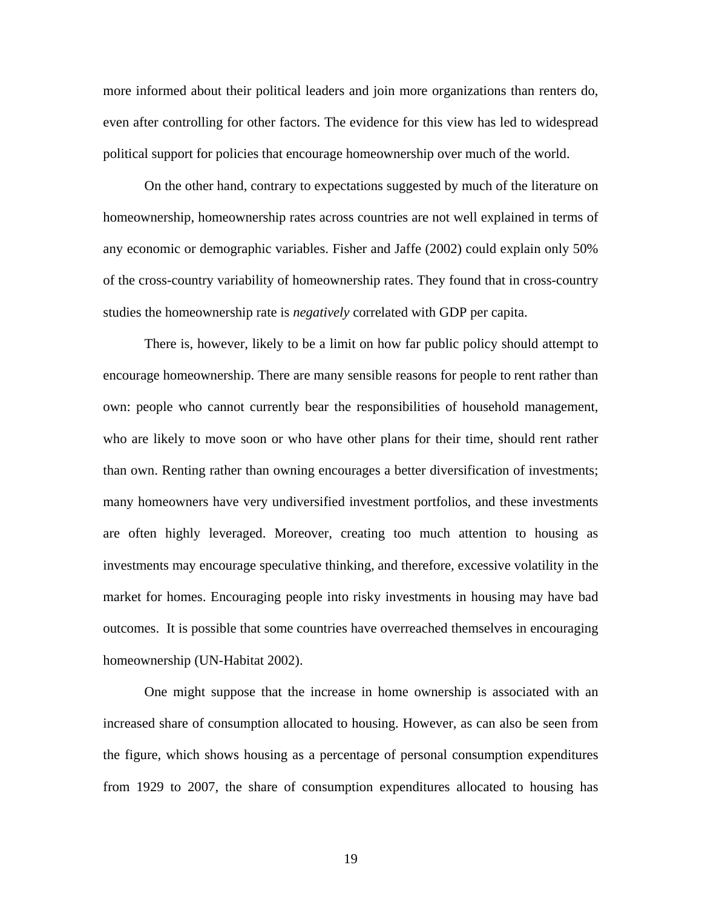more informed about their political leaders and join more organizations than renters do, even after controlling for other factors. The evidence for this view has led to widespread political support for policies that encourage homeownership over much of the world.

On the other hand, contrary to expectations suggested by much of the literature on homeownership, homeownership rates across countries are not well explained in terms of any economic or demographic variables. Fisher and Jaffe (2002) could explain only 50% of the cross-country variability of homeownership rates. They found that in cross-country studies the homeownership rate is *negatively* correlated with GDP per capita.

There is, however, likely to be a limit on how far public policy should attempt to encourage homeownership. There are many sensible reasons for people to rent rather than own: people who cannot currently bear the responsibilities of household management, who are likely to move soon or who have other plans for their time, should rent rather than own. Renting rather than owning encourages a better diversification of investments; many homeowners have very undiversified investment portfolios, and these investments are often highly leveraged. Moreover, creating too much attention to housing as investments may encourage speculative thinking, and therefore, excessive volatility in the market for homes. Encouraging people into risky investments in housing may have bad outcomes. It is possible that some countries have overreached themselves in encouraging homeownership (UN-Habitat 2002).

One might suppose that the increase in home ownership is associated with an increased share of consumption allocated to housing. However, as can also be seen from the figure, which shows housing as a percentage of personal consumption expenditures from 1929 to 2007, the share of consumption expenditures allocated to housing has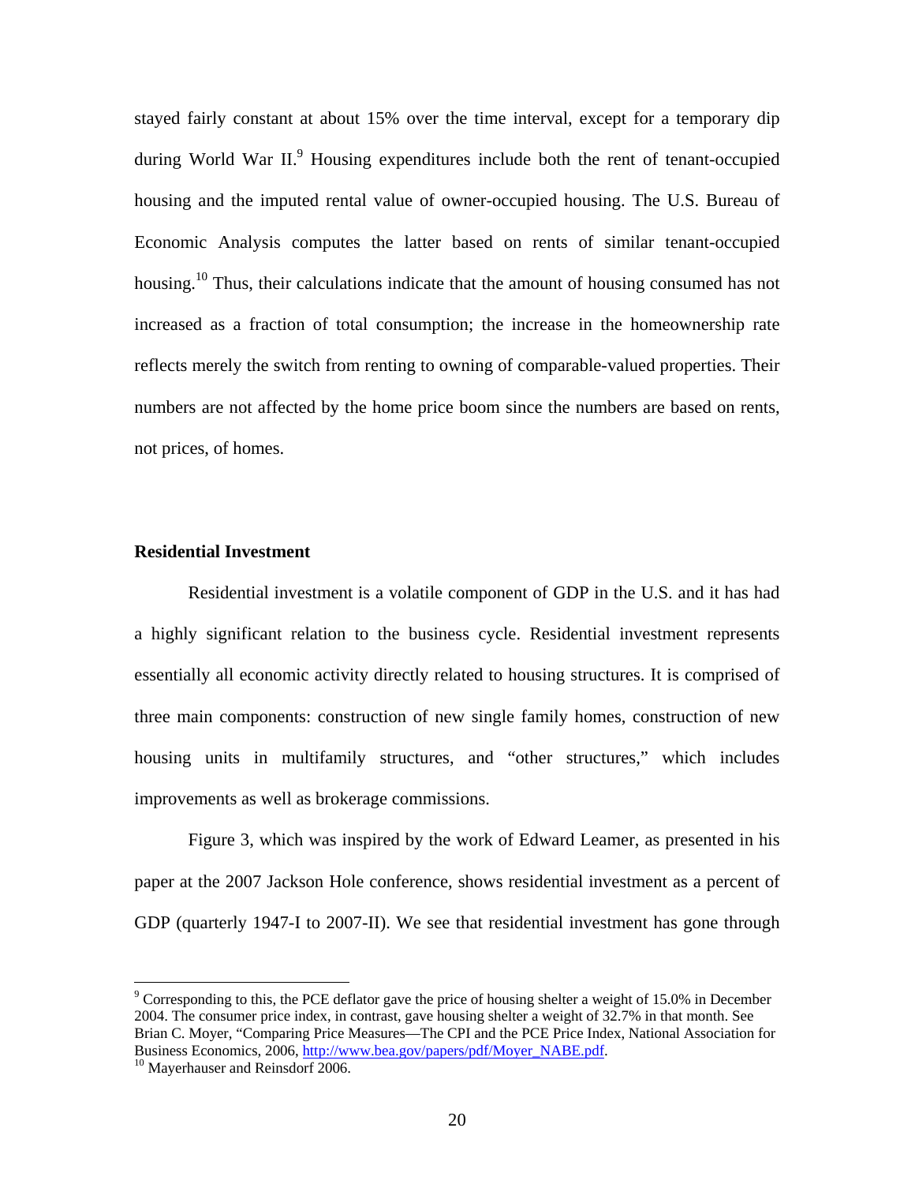stayed fairly constant at about 15% over the time interval, except for a temporary dip during World War II.[9] Housing expenditures include both the rent of tenant-occupied housing and the imputed rental value of owner-occupied housing. The U.S. Bureau of Economic Analysis computes the latter based on rents of similar tenant-occupied housing.[10] Thus, their calculations indicate that the amount of housing consumed has not increased as a fraction of total consumption; the increase in the homeownership rate reflects merely the switch from renting to owning of comparable-valued properties. Their numbers are not affected by the home price boom since the numbers are based on rents, not prices, of homes.

**Residential Investment**

Residential investment is a volatile component of GDP in the U.S. and it has had a highly significant relation to the business cycle. Residential investment represents essentially all economic activity directly related to housing structures. It is comprised of three main components: construction of new single family homes, construction of new housing units in multifamily structures, and "other structures," which includes improvements as well as brokerage commissions.

Figure 3, which was inspired by the work of Edward Leamer, as presented in his paper at the 2007 Jackson Hole conference, shows residential investment as a percent of GDP (quarterly 1947-I to 2007-II). We see that residential investment has gone through

---

[9] Corresponding to this, the PCE deflator gave the price of housing shelter a weight of 15.0% in December 2004. The consumer price index, in contrast, gave housing shelter a weight of 32.7% in that month. See Brian C. Moyer, "Comparing Price Measures—The CPI and the PCE Price Index, National Association for Business Economics, 2006, http://www.bea.gov/papers/pdf/Moyer_NABE.pdf.

[10] Mayerhauser and Reinsdorf 2006.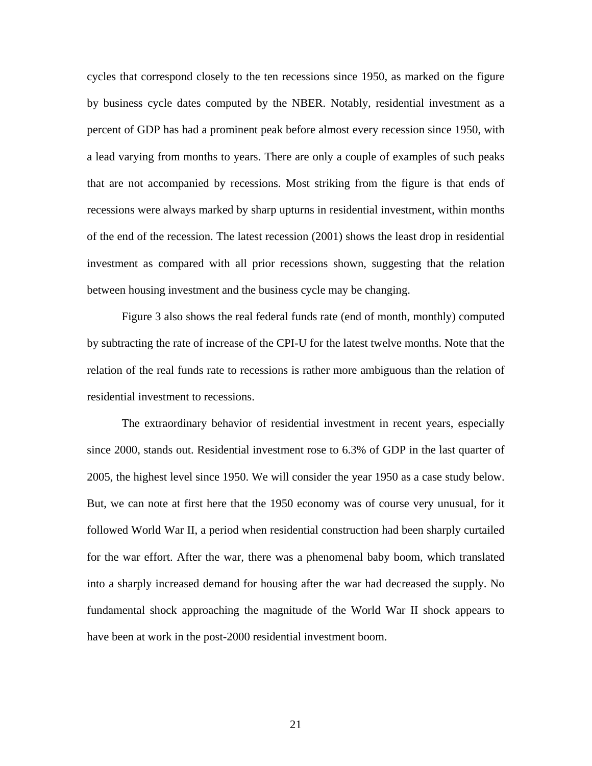cycles that correspond closely to the ten recessions since 1950, as marked on the figure by business cycle dates computed by the NBER. Notably, residential investment as a percent of GDP has had a prominent peak before almost every recession since 1950, with a lead varying from months to years. There are only a couple of examples of such peaks that are not accompanied by recessions. Most striking from the figure is that ends of recessions were always marked by sharp upturns in residential investment, within months of the end of the recession. The latest recession (2001) shows the least drop in residential investment as compared with all prior recessions shown, suggesting that the relation between housing investment and the business cycle may be changing.

Figure 3 also shows the real federal funds rate (end of month, monthly) computed by subtracting the rate of increase of the CPI-U for the latest twelve months. Note that the relation of the real funds rate to recessions is rather more ambiguous than the relation of residential investment to recessions.

The extraordinary behavior of residential investment in recent years, especially since 2000, stands out. Residential investment rose to 6.3% of GDP in the last quarter of 2005, the highest level since 1950. We will consider the year 1950 as a case study below. But, we can note at first here that the 1950 economy was of course very unusual, for it followed World War II, a period when residential construction had been sharply curtailed for the war effort. After the war, there was a phenomenal baby boom, which translated into a sharply increased demand for housing after the war had decreased the supply. No fundamental shock approaching the magnitude of the World War II shock appears to have been at work in the post-2000 residential investment boom.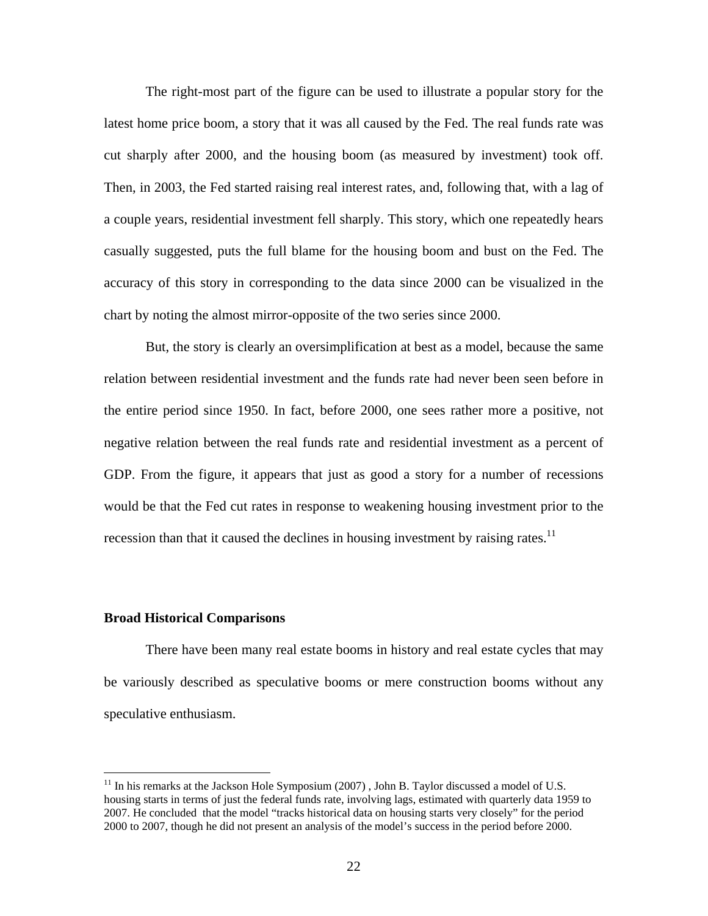The right-most part of the figure can be used to illustrate a popular story for the latest home price boom, a story that it was all caused by the Fed. The real funds rate was cut sharply after 2000, and the housing boom (as measured by investment) took off. Then, in 2003, the Fed started raising real interest rates, and, following that, with a lag of a couple years, residential investment fell sharply. This story, which one repeatedly hears casually suggested, puts the full blame for the housing boom and bust on the Fed. The accuracy of this story in corresponding to the data since 2000 can be visualized in the chart by noting the almost mirror-opposite of the two series since 2000.

But, the story is clearly an oversimplification at best as a model, because the same relation between residential investment and the funds rate had never been seen before in the entire period since 1950. In fact, before 2000, one sees rather more a positive, not negative relation between the real funds rate and residential investment as a percent of GDP. From the figure, it appears that just as good a story for a number of recessions would be that the Fed cut rates in response to weakening housing investment prior to the recession than that it caused the declines in housing investment by raising rates.[11]

**Broad Historical Comparisons**

There have been many real estate booms in history and real estate cycles that may be variously described as speculative booms or mere construction booms without any speculative enthusiasm.

[11] In his remarks at the Jackson Hole Symposium (2007) , John B. Taylor discussed a model of U.S. housing starts in terms of just the federal funds rate, involving lags, estimated with quarterly data 1959 to 2007. He concluded that the model "tracks historical data on housing starts very closely" for the period 2000 to 2007, though he did not present an analysis of the model's success in the period before 2000.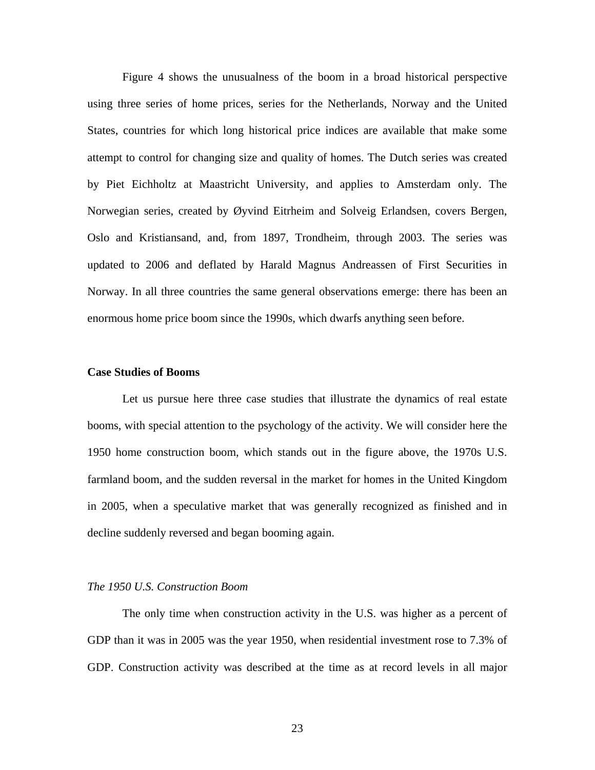Figure 4 shows the unusualness of the boom in a broad historical perspective using three series of home prices, series for the Netherlands, Norway and the United States, countries for which long historical price indices are available that make some attempt to control for changing size and quality of homes. The Dutch series was created by Piet Eichholtz at Maastricht University, and applies to Amsterdam only. The Norwegian series, created by Øyvind Eitrheim and Solveig Erlandsen, covers Bergen, Oslo and Kristiansand, and, from 1897, Trondheim, through 2003. The series was updated to 2006 and deflated by Harald Magnus Andreassen of First Securities in Norway. In all three countries the same general observations emerge: there has been an enormous home price boom since the 1990s, which dwarfs anything seen before.

## Case Studies of Booms

Let us pursue here three case studies that illustrate the dynamics of real estate booms, with special attention to the psychology of the activity. We will consider here the 1950 home construction boom, which stands out in the figure above, the 1970s U.S. farmland boom, and the sudden reversal in the market for homes in the United Kingdom in 2005, when a speculative market that was generally recognized as finished and in decline suddenly reversed and began booming again.

### *The 1950 U.S. Construction Boom*

The only time when construction activity in the U.S. was higher as a percent of GDP than it was in 2005 was the year 1950, when residential investment rose to 7.3% of GDP. Construction activity was described at the time as at record levels in all major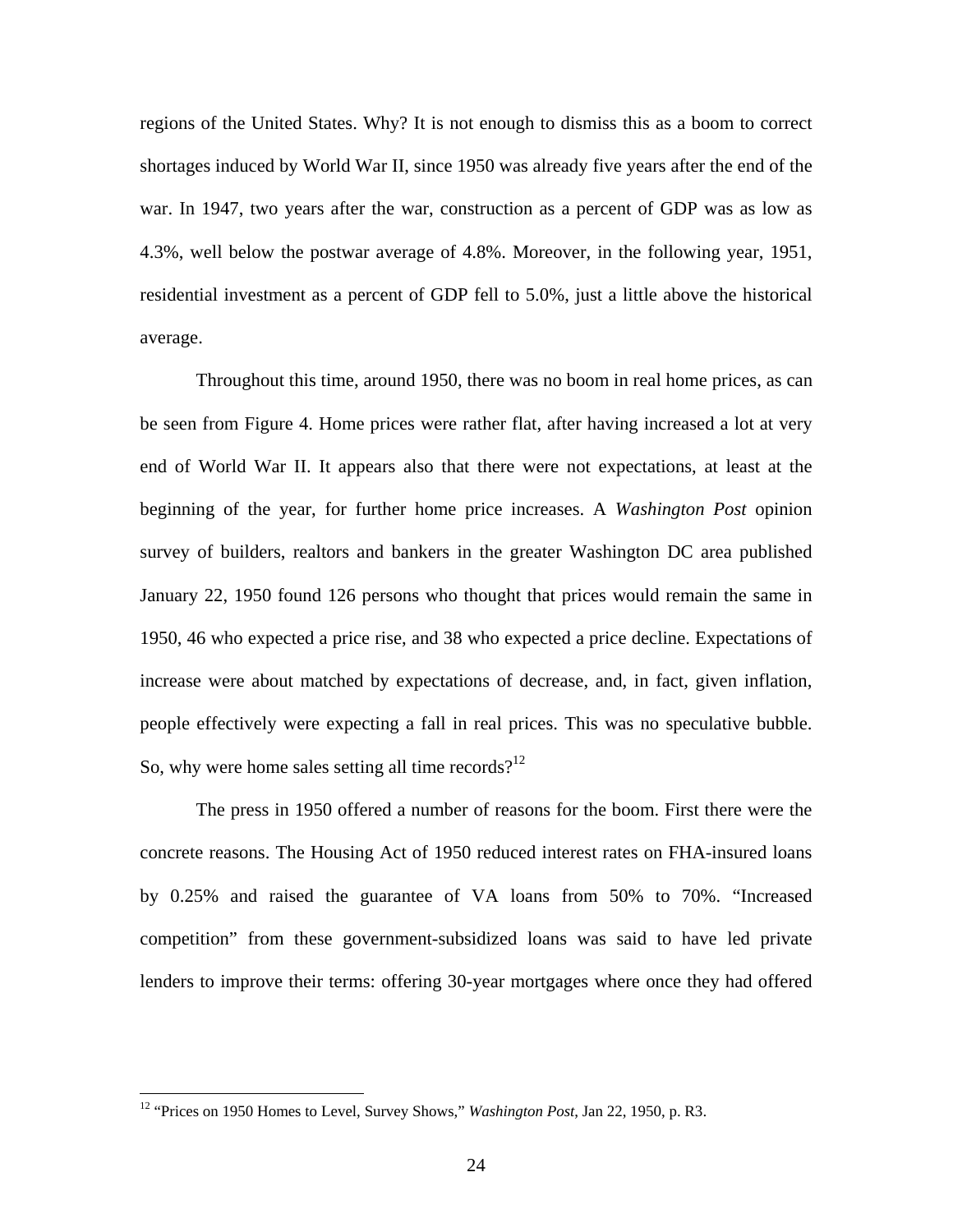regions of the United States. Why? It is not enough to dismiss this as a boom to correct shortages induced by World War II, since 1950 was already five years after the end of the war. In 1947, two years after the war, construction as a percent of GDP was as low as 4.3%, well below the postwar average of 4.8%. Moreover, in the following year, 1951, residential investment as a percent of GDP fell to 5.0%, just a little above the historical average.

Throughout this time, around 1950, there was no boom in real home prices, as can be seen from Figure 4. Home prices were rather flat, after having increased a lot at very end of World War II. It appears also that there were not expectations, at least at the beginning of the year, for further home price increases. A *Washington Post* opinion survey of builders, realtors and bankers in the greater Washington DC area published January 22, 1950 found 126 persons who thought that prices would remain the same in 1950, 46 who expected a price rise, and 38 who expected a price decline. Expectations of increase were about matched by expectations of decrease, and, in fact, given inflation, people effectively were expecting a fall in real prices. This was no speculative bubble. So, why were home sales setting all time records?[12]

The press in 1950 offered a number of reasons for the boom. First there were the concrete reasons. The Housing Act of 1950 reduced interest rates on FHA-insured loans by 0.25% and raised the guarantee of VA loans from 50% to 70%. "Increased competition" from these government-subsidized loans was said to have led private lenders to improve their terms: offering 30-year mortgages where once they had offered

---

[12] "Prices on 1950 Homes to Level, Survey Shows," *Washington Post*, Jan 22, 1950, p. R3.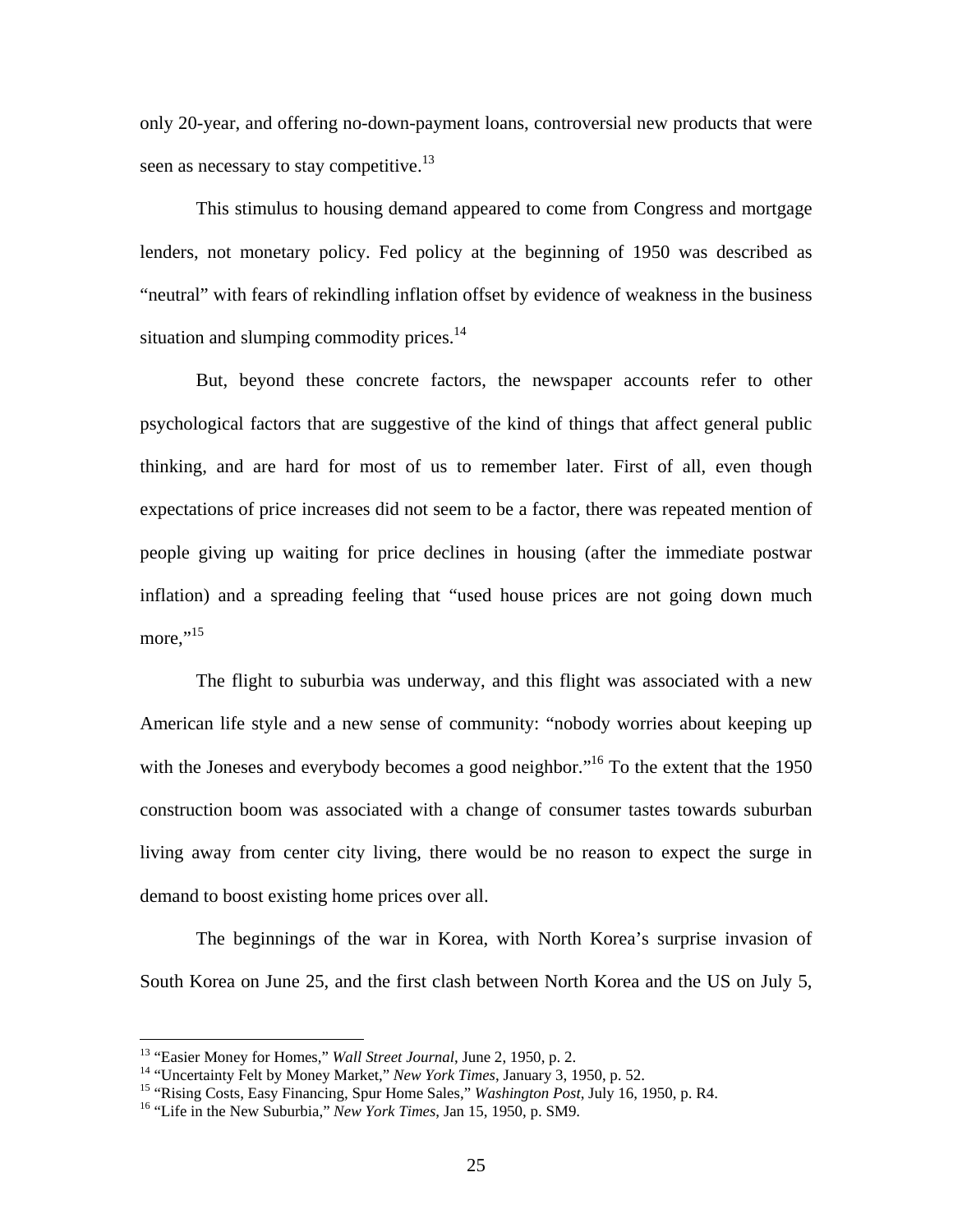only 20-year, and offering no-down-payment loans, controversial new products that were seen as necessary to stay competitive.[13]

This stimulus to housing demand appeared to come from Congress and mortgage lenders, not monetary policy. Fed policy at the beginning of 1950 was described as "neutral" with fears of rekindling inflation offset by evidence of weakness in the business situation and slumping commodity prices.[14]

But, beyond these concrete factors, the newspaper accounts refer to other psychological factors that are suggestive of the kind of things that affect general public thinking, and are hard for most of us to remember later. First of all, even though expectations of price increases did not seem to be a factor, there was repeated mention of people giving up waiting for price declines in housing (after the immediate postwar inflation) and a spreading feeling that "used house prices are not going down much more,"[15]

The flight to suburbia was underway, and this flight was associated with a new American life style and a new sense of community: "nobody worries about keeping up with the Joneses and everybody becomes a good neighbor."[16] To the extent that the 1950 construction boom was associated with a change of consumer tastes towards suburban living away from center city living, there would be no reason to expect the surge in demand to boost existing home prices over all.

The beginnings of the war in Korea, with North Korea's surprise invasion of South Korea on June 25, and the first clash between North Korea and the US on July 5,

---

[13] "Easier Money for Homes," *Wall Street Journal*, June 2, 1950, p. 2.
[14] "Uncertainty Felt by Money Market," *New York Times*, January 3, 1950, p. 52.
[15] "Rising Costs, Easy Financing, Spur Home Sales," *Washington Post*, July 16, 1950, p. R4.
[16] "Life in the New Suburbia," *New York Times*, Jan 15, 1950, p. SM9.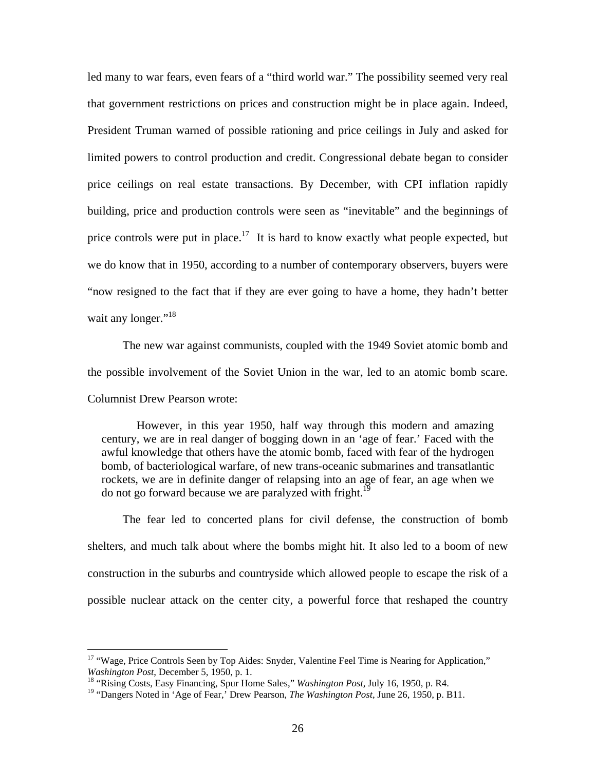led many to war fears, even fears of a "third world war." The possibility seemed very real that government restrictions on prices and construction might be in place again. Indeed, President Truman warned of possible rationing and price ceilings in July and asked for limited powers to control production and credit. Congressional debate began to consider price ceilings on real estate transactions. By December, with CPI inflation rapidly building, price and production controls were seen as "inevitable" and the beginnings of price controls were put in place.[17] It is hard to know exactly what people expected, but we do know that in 1950, according to a number of contemporary observers, buyers were "now resigned to the fact that if they are ever going to have a home, they hadn't better wait any longer."[18]

The new war against communists, coupled with the 1949 Soviet atomic bomb and the possible involvement of the Soviet Union in the war, led to an atomic bomb scare. Columnist Drew Pearson wrote:

> However, in this year 1950, half way through this modern and amazing century, we are in real danger of bogging down in an 'age of fear.' Faced with the awful knowledge that others have the atomic bomb, faced with fear of the hydrogen bomb, of bacteriological warfare, of new trans-oceanic submarines and transatlantic rockets, we are in definite danger of relapsing into an age of fear, an age when we do not go forward because we are paralyzed with fright.[19]

The fear led to concerted plans for civil defense, the construction of bomb shelters, and much talk about where the bombs might hit. It also led to a boom of new construction in the suburbs and countryside which allowed people to escape the risk of a possible nuclear attack on the center city, a powerful force that reshaped the country

---

[17] "Wage, Price Controls Seen by Top Aides: Snyder, Valentine Feel Time is Nearing for Application," *Washington Post*, December 5, 1950, p. 1.

[18] "Rising Costs, Easy Financing, Spur Home Sales," *Washington Post*, July 16, 1950, p. R4.

[19] "Dangers Noted in 'Age of Fear,' Drew Pearson, *The Washington Post*, June 26, 1950, p. B11.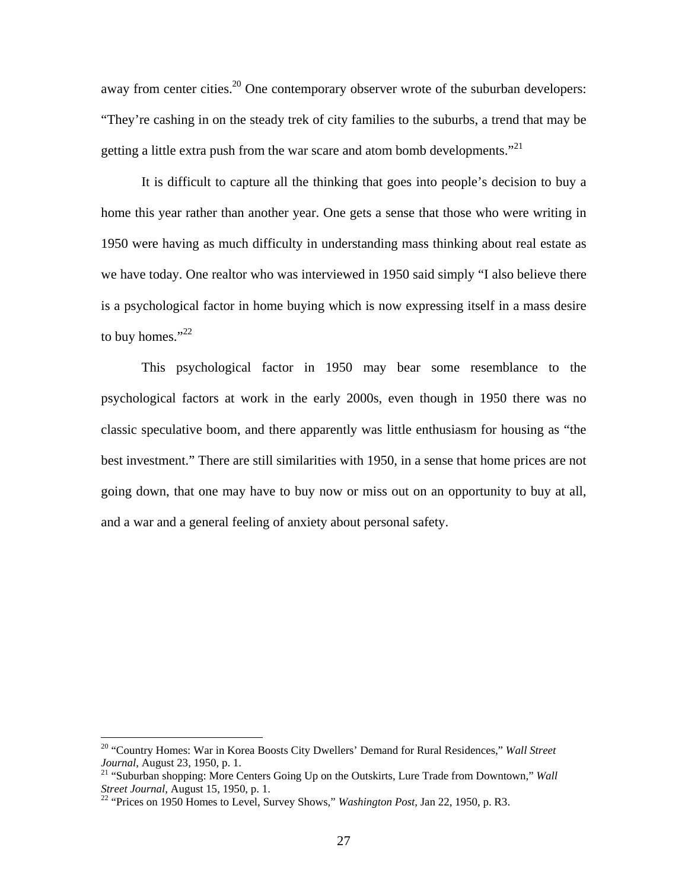away from center cities.[20] One contemporary observer wrote of the suburban developers: "They're cashing in on the steady trek of city families to the suburbs, a trend that may be getting a little extra push from the war scare and atom bomb developments."[21]

It is difficult to capture all the thinking that goes into people's decision to buy a home this year rather than another year. One gets a sense that those who were writing in 1950 were having as much difficulty in understanding mass thinking about real estate as we have today. One realtor who was interviewed in 1950 said simply "I also believe there is a psychological factor in home buying which is now expressing itself in a mass desire to buy homes."[22]

This psychological factor in 1950 may bear some resemblance to the psychological factors at work in the early 2000s, even though in 1950 there was no classic speculative boom, and there apparently was little enthusiasm for housing as "the best investment." There are still similarities with 1950, in a sense that home prices are not going down, that one may have to buy now or miss out on an opportunity to buy at all, and a war and a general feeling of anxiety about personal safety.

---

[20] "Country Homes: War in Korea Boosts City Dwellers' Demand for Rural Residences," *Wall Street Journal*, August 23, 1950, p. 1.

[21] "Suburban shopping: More Centers Going Up on the Outskirts, Lure Trade from Downtown," *Wall Street Journal*, August 15, 1950, p. 1.

[22] "Prices on 1950 Homes to Level, Survey Shows," *Washington Post*, Jan 22, 1950, p. R3.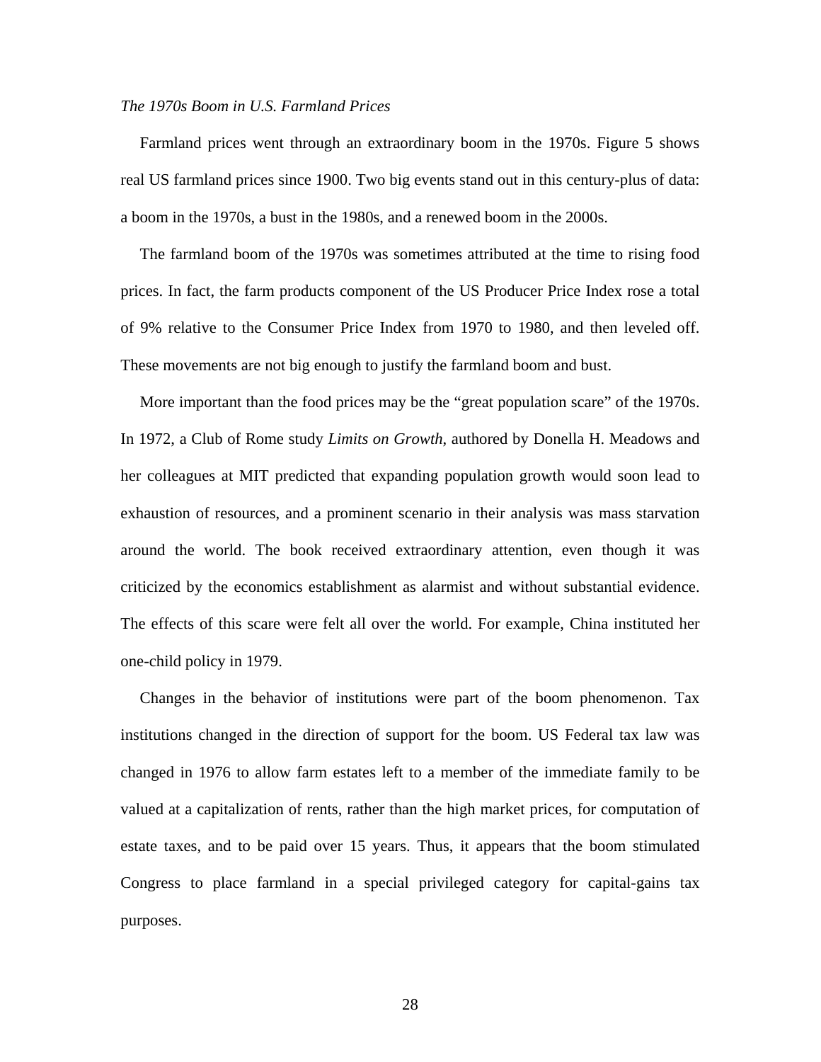*The 1970s Boom in U.S. Farmland Prices*

Farmland prices went through an extraordinary boom in the 1970s. Figure 5 shows real US farmland prices since 1900. Two big events stand out in this century-plus of data: a boom in the 1970s, a bust in the 1980s, and a renewed boom in the 2000s.

The farmland boom of the 1970s was sometimes attributed at the time to rising food prices. In fact, the farm products component of the US Producer Price Index rose a total of 9% relative to the Consumer Price Index from 1970 to 1980, and then leveled off. These movements are not big enough to justify the farmland boom and bust.

More important than the food prices may be the "great population scare" of the 1970s. In 1972, a Club of Rome study *Limits on Growth*, authored by Donella H. Meadows and her colleagues at MIT predicted that expanding population growth would soon lead to exhaustion of resources, and a prominent scenario in their analysis was mass starvation around the world. The book received extraordinary attention, even though it was criticized by the economics establishment as alarmist and without substantial evidence. The effects of this scare were felt all over the world. For example, China instituted her one-child policy in 1979.

Changes in the behavior of institutions were part of the boom phenomenon. Tax institutions changed in the direction of support for the boom. US Federal tax law was changed in 1976 to allow farm estates left to a member of the immediate family to be valued at a capitalization of rents, rather than the high market prices, for computation of estate taxes, and to be paid over 15 years. Thus, it appears that the boom stimulated Congress to place farmland in a special privileged category for capital-gains tax purposes.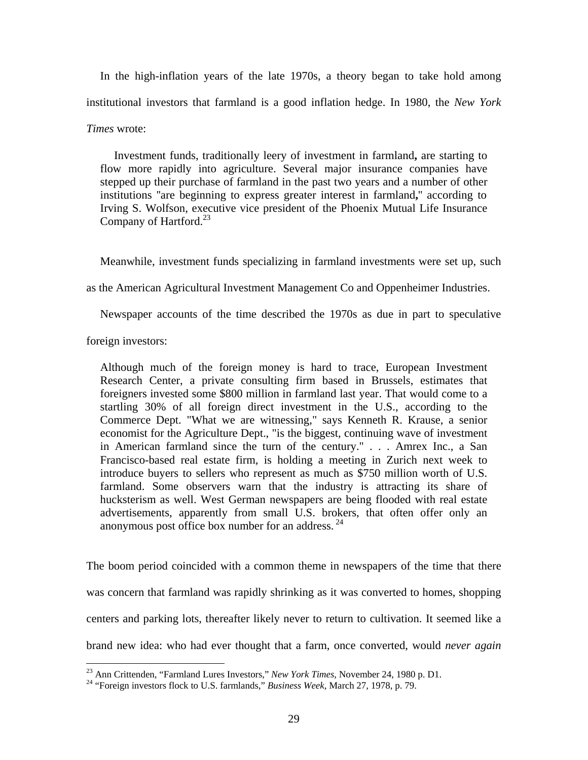In the high-inflation years of the late 1970s, a theory began to take hold among institutional investors that farmland is a good inflation hedge. In 1980, the *New York Times* wrote:

> Investment funds, traditionally leery of investment in farmland**,** are starting to flow more rapidly into agriculture. Several major insurance companies have stepped up their purchase of farmland in the past two years and a number of other institutions "are beginning to express greater interest in farmland**,**" according to Irving S. Wolfson, executive vice president of the Phoenix Mutual Life Insurance Company of Hartford.[23]

Meanwhile, investment funds specializing in farmland investments were set up, such as the American Agricultural Investment Management Co and Oppenheimer Industries.

Newspaper accounts of the time described the 1970s as due in part to speculative foreign investors:

> Although much of the foreign money is hard to trace, European Investment Research Center, a private consulting firm based in Brussels, estimates that foreigners invested some $800 million in farmland last year. That would come to a startling 30% of all foreign direct investment in the U.S., according to the Commerce Dept. "What we are witnessing," says Kenneth R. Krause, a senior economist for the Agriculture Dept., "is the biggest, continuing wave of investment in American farmland since the turn of the century." . . . Amrex Inc., a San Francisco-based real estate firm, is holding a meeting in Zurich next week to introduce buyers to sellers who represent as much as $750 million worth of U.S. farmland. Some observers warn that the industry is attracting its share of hucksterism as well. West German newspapers are being flooded with real estate advertisements, apparently from small U.S. brokers, that often offer only an anonymous post office box number for an address.[24]

The boom period coincided with a common theme in newspapers of the time that there was concern that farmland was rapidly shrinking as it was converted to homes, shopping centers and parking lots, thereafter likely never to return to cultivation. It seemed like a brand new idea: who had ever thought that a farm, once converted, would *never again*

[23] Ann Crittenden, "Farmland Lures Investors," *New York Times*, November 24, 1980 p. D1.

[24] "Foreign investors flock to U.S. farmlands," *Business Week*, March 27, 1978, p. 79.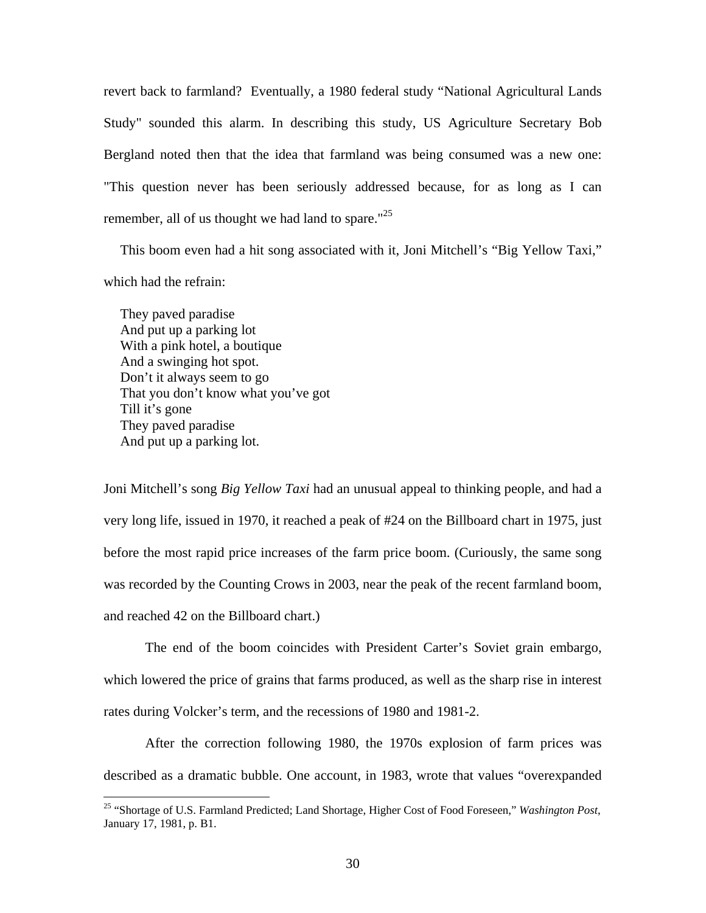revert back to farmland? Eventually, a 1980 federal study "National Agricultural Lands Study" sounded this alarm. In describing this study, US Agriculture Secretary Bob Bergland noted then that the idea that farmland was being consumed was a new one: "This question never has been seriously addressed because, for as long as I can remember, all of us thought we had land to spare."[25]

This boom even had a hit song associated with it, Joni Mitchell's "Big Yellow Taxi," which had the refrain:

> They paved paradise
> And put up a parking lot
> With a pink hotel, a boutique
> And a swinging hot spot.
> Don't it always seem to go
> That you don't know what you've got
> Till it's gone
> They paved paradise
> And put up a parking lot.

Joni Mitchell's song *Big Yellow Taxi* had an unusual appeal to thinking people, and had a very long life, issued in 1970, it reached a peak of #24 on the Billboard chart in 1975, just before the most rapid price increases of the farm price boom. (Curiously, the same song was recorded by the Counting Crows in 2003, near the peak of the recent farmland boom, and reached 42 on the Billboard chart.)

The end of the boom coincides with President Carter's Soviet grain embargo, which lowered the price of grains that farms produced, as well as the sharp rise in interest rates during Volcker's term, and the recessions of 1980 and 1981-2.

After the correction following 1980, the 1970s explosion of farm prices was described as a dramatic bubble. One account, in 1983, wrote that values "overexpanded

---

[25] "Shortage of U.S. Farmland Predicted; Land Shortage, Higher Cost of Food Foreseen," *Washington Post*, January 17, 1981, p. B1.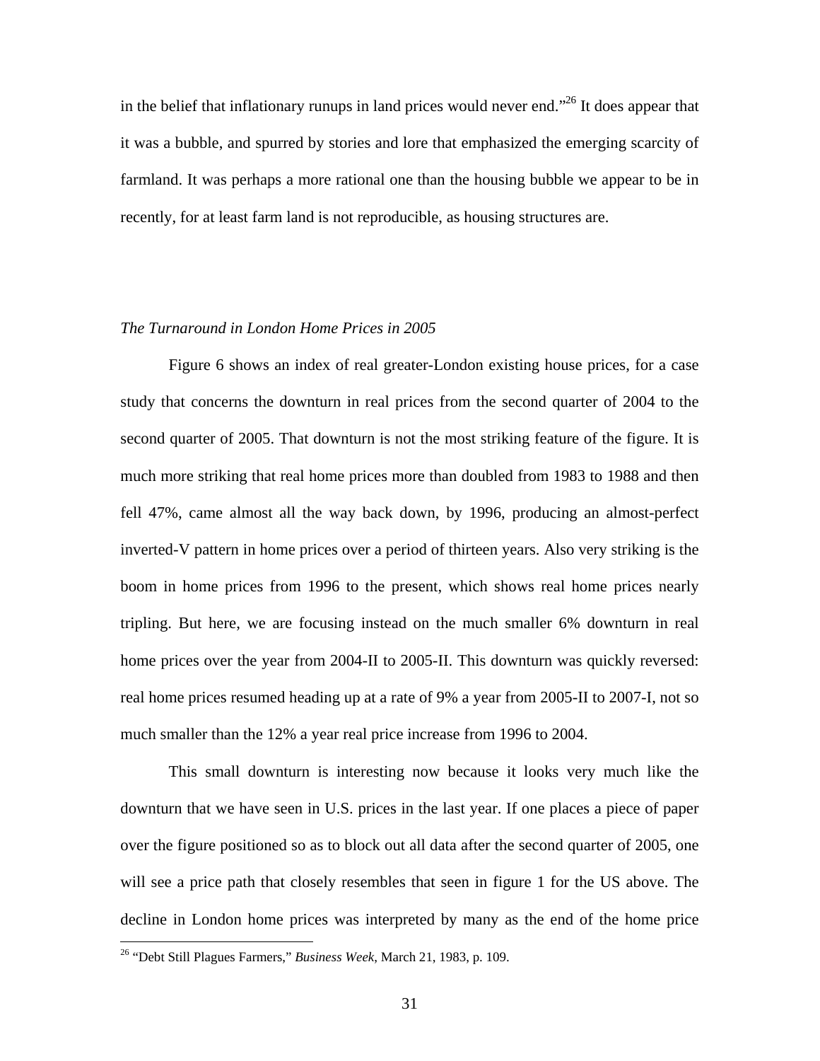in the belief that inflationary runups in land prices would never end."[26] It does appear that it was a bubble, and spurred by stories and lore that emphasized the emerging scarcity of farmland. It was perhaps a more rational one than the housing bubble we appear to be in recently, for at least farm land is not reproducible, as housing structures are.

*The Turnaround in London Home Prices in 2005*

Figure 6 shows an index of real greater-London existing house prices, for a case study that concerns the downturn in real prices from the second quarter of 2004 to the second quarter of 2005. That downturn is not the most striking feature of the figure. It is much more striking that real home prices more than doubled from 1983 to 1988 and then fell 47%, came almost all the way back down, by 1996, producing an almost-perfect inverted-V pattern in home prices over a period of thirteen years. Also very striking is the boom in home prices from 1996 to the present, which shows real home prices nearly tripling. But here, we are focusing instead on the much smaller 6% downturn in real home prices over the year from 2004-II to 2005-II. This downturn was quickly reversed: real home prices resumed heading up at a rate of 9% a year from 2005-II to 2007-I, not so much smaller than the 12% a year real price increase from 1996 to 2004.

This small downturn is interesting now because it looks very much like the downturn that we have seen in U.S. prices in the last year. If one places a piece of paper over the figure positioned so as to block out all data after the second quarter of 2005, one will see a price path that closely resembles that seen in figure 1 for the US above. The decline in London home prices was interpreted by many as the end of the home price

[26] "Debt Still Plagues Farmers," *Business Week*, March 21, 1983, p. 109.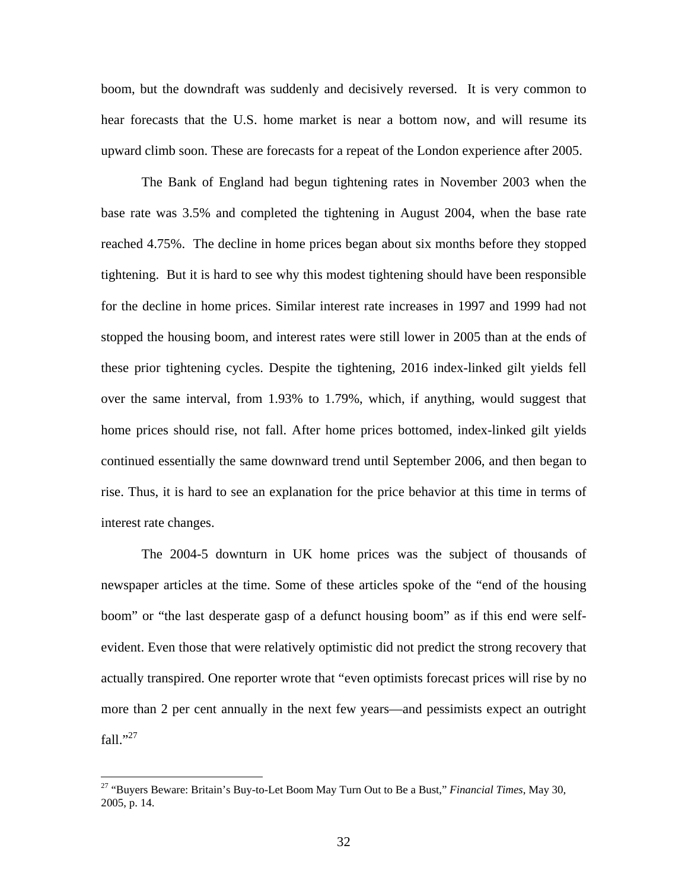boom, but the downdraft was suddenly and decisively reversed. It is very common to hear forecasts that the U.S. home market is near a bottom now, and will resume its upward climb soon. These are forecasts for a repeat of the London experience after 2005.

The Bank of England had begun tightening rates in November 2003 when the base rate was 3.5% and completed the tightening in August 2004, when the base rate reached 4.75%. The decline in home prices began about six months before they stopped tightening. But it is hard to see why this modest tightening should have been responsible for the decline in home prices. Similar interest rate increases in 1997 and 1999 had not stopped the housing boom, and interest rates were still lower in 2005 than at the ends of these prior tightening cycles. Despite the tightening, 2016 index-linked gilt yields fell over the same interval, from 1.93% to 1.79%, which, if anything, would suggest that home prices should rise, not fall. After home prices bottomed, index-linked gilt yields continued essentially the same downward trend until September 2006, and then began to rise. Thus, it is hard to see an explanation for the price behavior at this time in terms of interest rate changes.

The 2004-5 downturn in UK home prices was the subject of thousands of newspaper articles at the time. Some of these articles spoke of the "end of the housing boom" or "the last desperate gasp of a defunct housing boom" as if this end were self-evident. Even those that were relatively optimistic did not predict the strong recovery that actually transpired. One reporter wrote that "even optimists forecast prices will rise by no more than 2 per cent annually in the next few years—and pessimists expect an outright fall."[27]

---

[27] "Buyers Beware: Britain's Buy-to-Let Boom May Turn Out to Be a Bust," *Financial Times*, May 30, 2005, p. 14.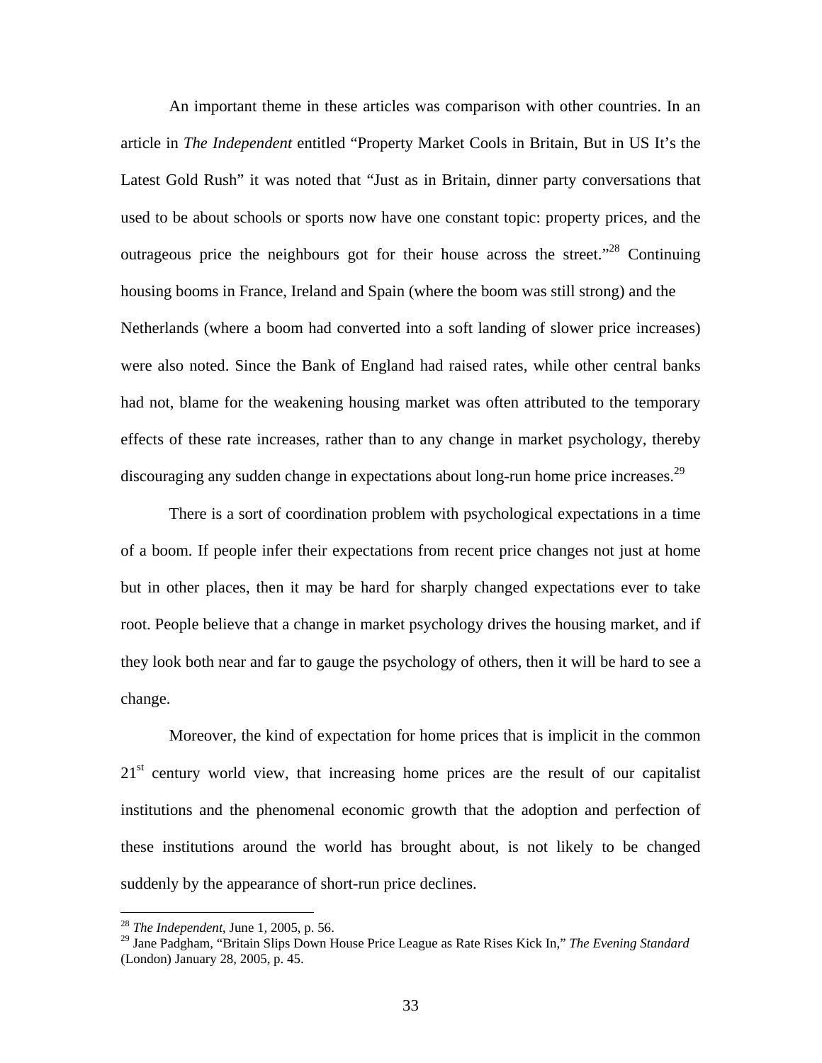An important theme in these articles was comparison with other countries. In an article in *The Independent* entitled "Property Market Cools in Britain, But in US It's the Latest Gold Rush" it was noted that "Just as in Britain, dinner party conversations that used to be about schools or sports now have one constant topic: property prices, and the outrageous price the neighbours got for their house across the street."[28] Continuing housing booms in France, Ireland and Spain (where the boom was still strong) and the Netherlands (where a boom had converted into a soft landing of slower price increases) were also noted. Since the Bank of England had raised rates, while other central banks had not, blame for the weakening housing market was often attributed to the temporary effects of these rate increases, rather than to any change in market psychology, thereby discouraging any sudden change in expectations about long-run home price increases.[29]

There is a sort of coordination problem with psychological expectations in a time of a boom. If people infer their expectations from recent price changes not just at home but in other places, then it may be hard for sharply changed expectations ever to take root. People believe that a change in market psychology drives the housing market, and if they look both near and far to gauge the psychology of others, then it will be hard to see a change.

Moreover, the kind of expectation for home prices that is implicit in the common 21st century world view, that increasing home prices are the result of our capitalist institutions and the phenomenal economic growth that the adoption and perfection of these institutions around the world has brought about, is not likely to be changed suddenly by the appearance of short-run price declines.

---

[28] *The Independent*, June 1, 2005, p. 56.

[29] Jane Padgham, "Britain Slips Down House Price League as Rate Rises Kick In," *The Evening Standard* (London) January 28, 2005, p. 45.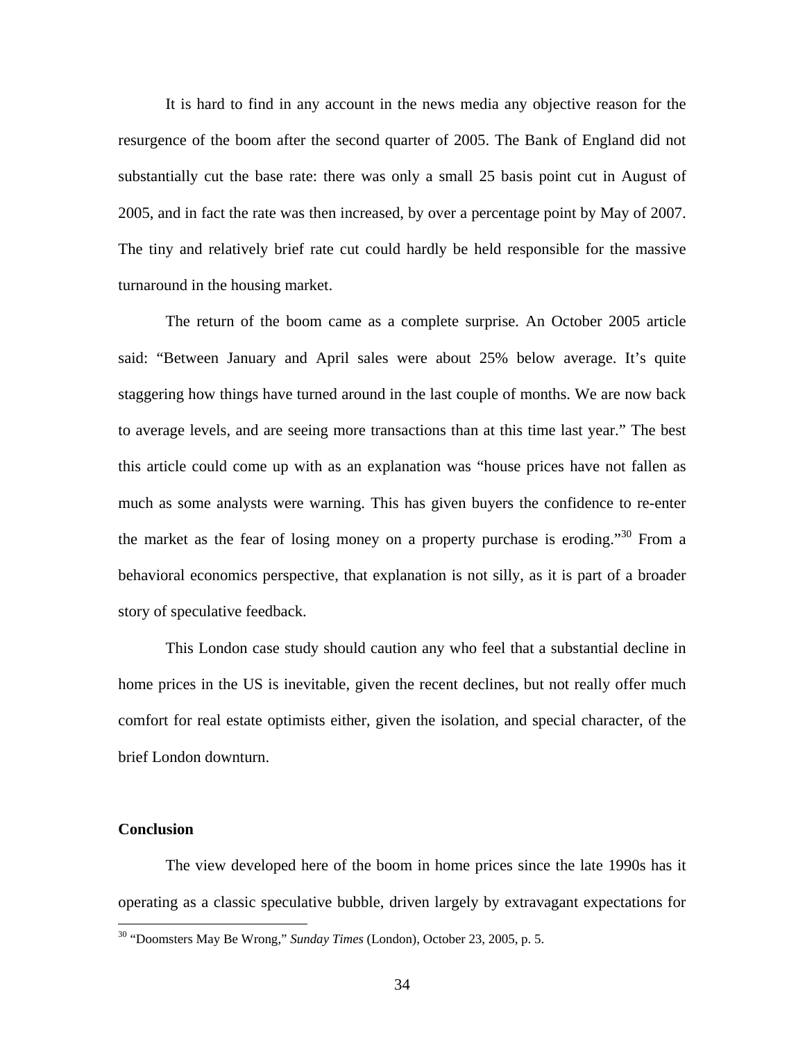It is hard to find in any account in the news media any objective reason for the resurgence of the boom after the second quarter of 2005. The Bank of England did not substantially cut the base rate: there was only a small 25 basis point cut in August of 2005, and in fact the rate was then increased, by over a percentage point by May of 2007. The tiny and relatively brief rate cut could hardly be held responsible for the massive turnaround in the housing market.

The return of the boom came as a complete surprise. An October 2005 article said: "Between January and April sales were about 25% below average. It's quite staggering how things have turned around in the last couple of months. We are now back to average levels, and are seeing more transactions than at this time last year." The best this article could come up with as an explanation was "house prices have not fallen as much as some analysts were warning. This has given buyers the confidence to re-enter the market as the fear of losing money on a property purchase is eroding."[30] From a behavioral economics perspective, that explanation is not silly, as it is part of a broader story of speculative feedback.

This London case study should caution any who feel that a substantial decline in home prices in the US is inevitable, given the recent declines, but not really offer much comfort for real estate optimists either, given the isolation, and special character, of the brief London downturn.

## Conclusion

The view developed here of the boom in home prices since the late 1990s has it operating as a classic speculative bubble, driven largely by extravagant expectations for

---

[30] "Doomsters May Be Wrong," *Sunday Times* (London), October 23, 2005, p. 5.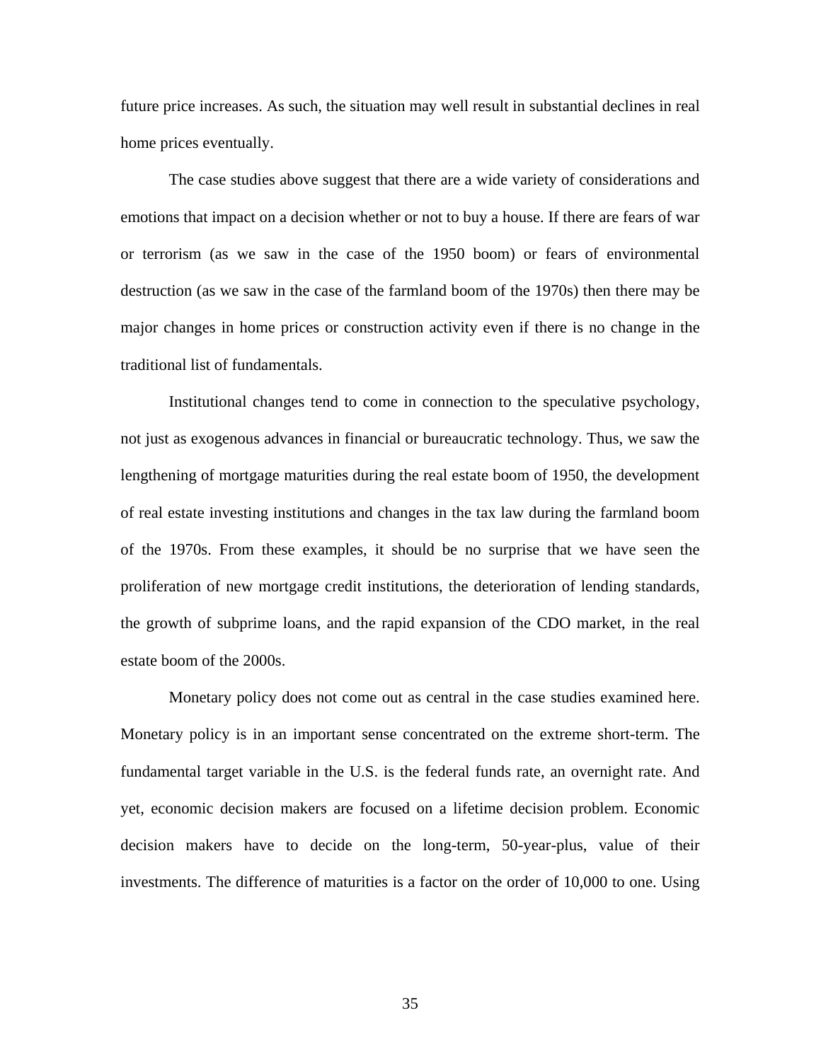future price increases. As such, the situation may well result in substantial declines in real home prices eventually.

The case studies above suggest that there are a wide variety of considerations and emotions that impact on a decision whether or not to buy a house. If there are fears of war or terrorism (as we saw in the case of the 1950 boom) or fears of environmental destruction (as we saw in the case of the farmland boom of the 1970s) then there may be major changes in home prices or construction activity even if there is no change in the traditional list of fundamentals.

Institutional changes tend to come in connection to the speculative psychology, not just as exogenous advances in financial or bureaucratic technology. Thus, we saw the lengthening of mortgage maturities during the real estate boom of 1950, the development of real estate investing institutions and changes in the tax law during the farmland boom of the 1970s. From these examples, it should be no surprise that we have seen the proliferation of new mortgage credit institutions, the deterioration of lending standards, the growth of subprime loans, and the rapid expansion of the CDO market, in the real estate boom of the 2000s.

Monetary policy does not come out as central in the case studies examined here. Monetary policy is in an important sense concentrated on the extreme short-term. The fundamental target variable in the U.S. is the federal funds rate, an overnight rate. And yet, economic decision makers are focused on a lifetime decision problem. Economic decision makers have to decide on the long-term, 50-year-plus, value of their investments. The difference of maturities is a factor on the order of 10,000 to one. Using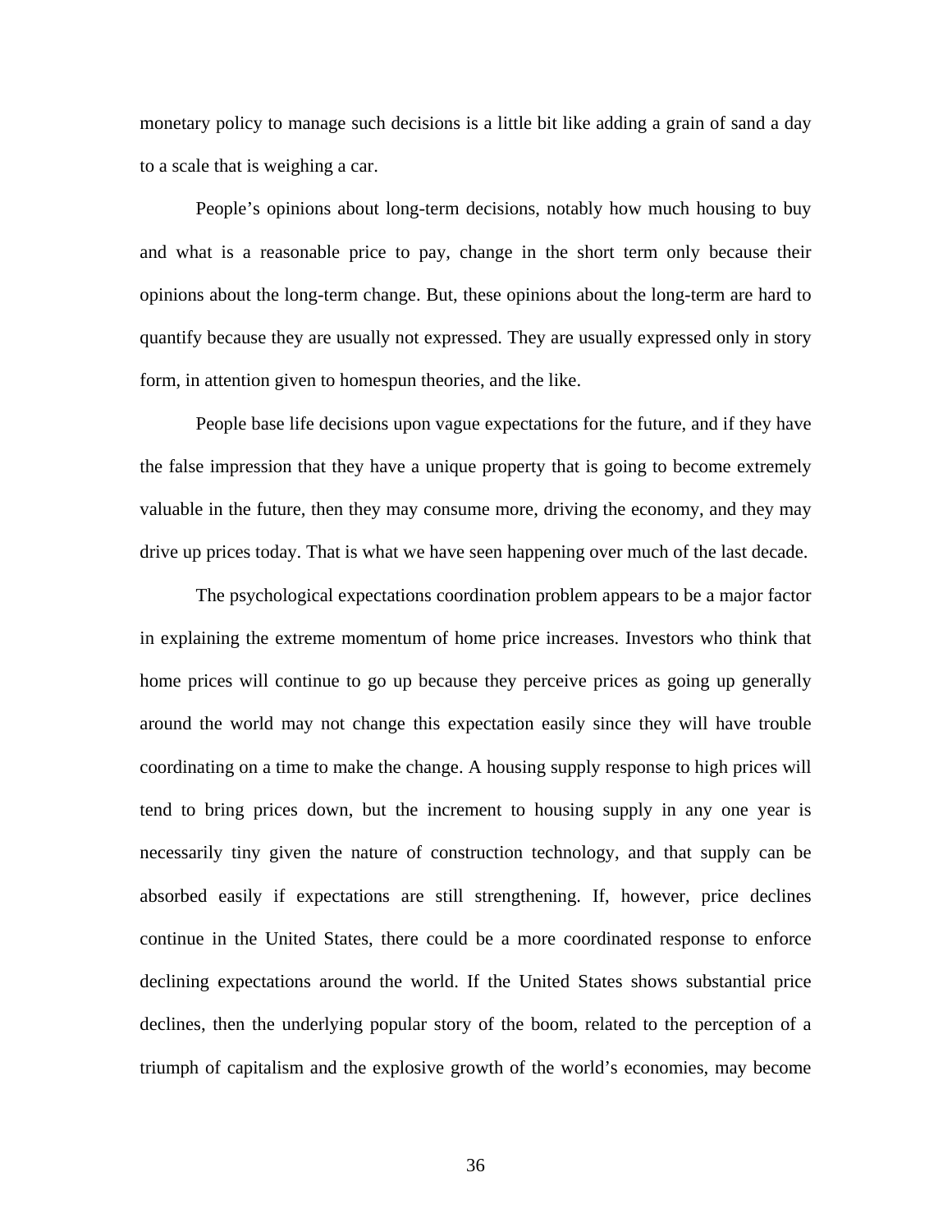monetary policy to manage such decisions is a little bit like adding a grain of sand a day to a scale that is weighing a car.

People's opinions about long-term decisions, notably how much housing to buy and what is a reasonable price to pay, change in the short term only because their opinions about the long-term change. But, these opinions about the long-term are hard to quantify because they are usually not expressed. They are usually expressed only in story form, in attention given to homespun theories, and the like.

People base life decisions upon vague expectations for the future, and if they have the false impression that they have a unique property that is going to become extremely valuable in the future, then they may consume more, driving the economy, and they may drive up prices today. That is what we have seen happening over much of the last decade.

The psychological expectations coordination problem appears to be a major factor in explaining the extreme momentum of home price increases. Investors who think that home prices will continue to go up because they perceive prices as going up generally around the world may not change this expectation easily since they will have trouble coordinating on a time to make the change. A housing supply response to high prices will tend to bring prices down, but the increment to housing supply in any one year is necessarily tiny given the nature of construction technology, and that supply can be absorbed easily if expectations are still strengthening. If, however, price declines continue in the United States, there could be a more coordinated response to enforce declining expectations around the world. If the United States shows substantial price declines, then the underlying popular story of the boom, related to the perception of a triumph of capitalism and the explosive growth of the world's economies, may become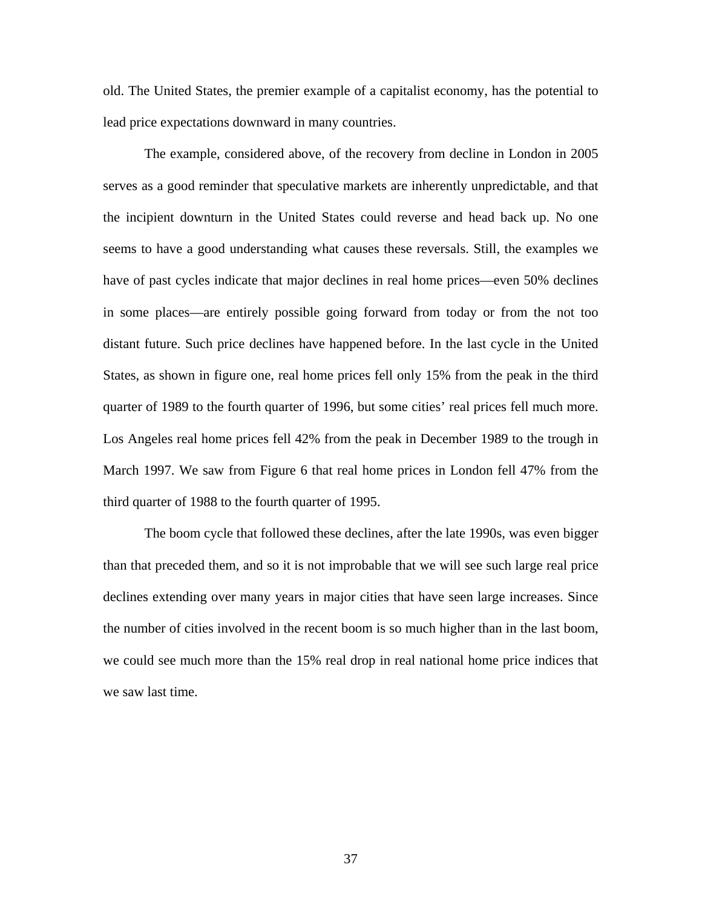old. The United States, the premier example of a capitalist economy, has the potential to lead price expectations downward in many countries.

The example, considered above, of the recovery from decline in London in 2005 serves as a good reminder that speculative markets are inherently unpredictable, and that the incipient downturn in the United States could reverse and head back up. No one seems to have a good understanding what causes these reversals. Still, the examples we have of past cycles indicate that major declines in real home prices—even 50% declines in some places—are entirely possible going forward from today or from the not too distant future. Such price declines have happened before. In the last cycle in the United States, as shown in figure one, real home prices fell only 15% from the peak in the third quarter of 1989 to the fourth quarter of 1996, but some cities' real prices fell much more. Los Angeles real home prices fell 42% from the peak in December 1989 to the trough in March 1997. We saw from Figure 6 that real home prices in London fell 47% from the third quarter of 1988 to the fourth quarter of 1995.

The boom cycle that followed these declines, after the late 1990s, was even bigger than that preceded them, and so it is not improbable that we will see such large real price declines extending over many years in major cities that have seen large increases. Since the number of cities involved in the recent boom is so much higher than in the last boom, we could see much more than the 15% real drop in real national home price indices that we saw last time.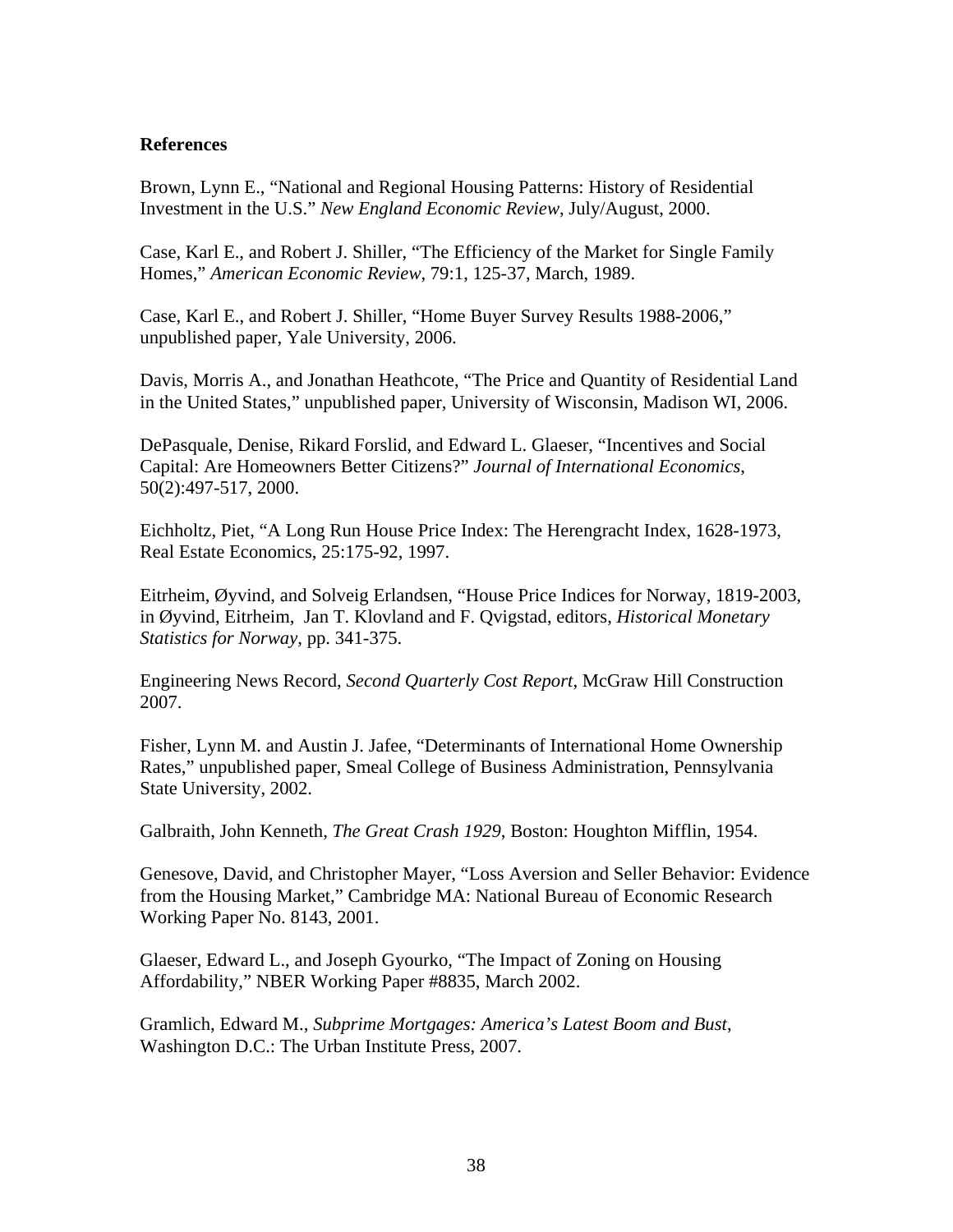**References**

Brown, Lynn E., "National and Regional Housing Patterns: History of Residential Investment in the U.S." *New England Economic Review*, July/August, 2000.

Case, Karl E., and Robert J. Shiller, "The Efficiency of the Market for Single Family Homes," *American Economic Review*, 79:1, 125-37, March, 1989.

Case, Karl E., and Robert J. Shiller, "Home Buyer Survey Results 1988-2006," unpublished paper, Yale University, 2006.

Davis, Morris A., and Jonathan Heathcote, "The Price and Quantity of Residential Land in the United States," unpublished paper, University of Wisconsin, Madison WI, 2006.

DePasquale, Denise, Rikard Forslid, and Edward L. Glaeser, "Incentives and Social Capital: Are Homeowners Better Citizens?" *Journal of International Economics*, 50(2):497-517, 2000.

Eichholtz, Piet, "A Long Run House Price Index: The Herengracht Index, 1628-1973, Real Estate Economics, 25:175-92, 1997.

Eitrheim, Øyvind, and Solveig Erlandsen, "House Price Indices for Norway, 1819-2003, in Øyvind, Eitrheim, Jan T. Klovland and F. Qvigstad, editors, *Historical Monetary Statistics for Norway*, pp. 341-375.

Engineering News Record, *Second Quarterly Cost Report*, McGraw Hill Construction 2007.

Fisher, Lynn M. and Austin J. Jafee, "Determinants of International Home Ownership Rates," unpublished paper, Smeal College of Business Administration, Pennsylvania State University, 2002.

Galbraith, John Kenneth, *The Great Crash 1929*, Boston: Houghton Mifflin, 1954.

Genesove, David, and Christopher Mayer, "Loss Aversion and Seller Behavior: Evidence from the Housing Market," Cambridge MA: National Bureau of Economic Research Working Paper No. 8143, 2001.

Glaeser, Edward L., and Joseph Gyourko, "The Impact of Zoning on Housing Affordability," NBER Working Paper #8835, March 2002.

Gramlich, Edward M., *Subprime Mortgages: America's Latest Boom and Bust*, Washington D.C.: The Urban Institute Press, 2007.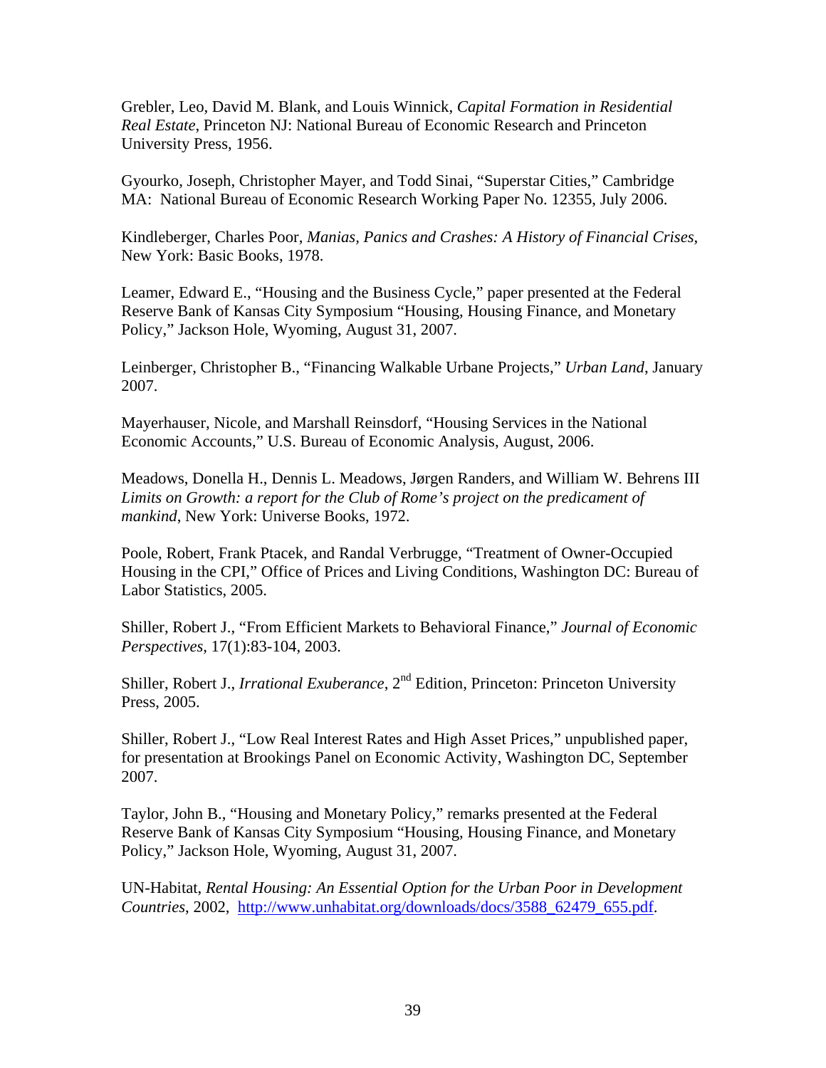Grebler, Leo, David M. Blank, and Louis Winnick, *Capital Formation in Residential Real Estate*, Princeton NJ: National Bureau of Economic Research and Princeton University Press, 1956.

Gyourko, Joseph, Christopher Mayer, and Todd Sinai, "Superstar Cities," Cambridge MA: National Bureau of Economic Research Working Paper No. 12355, July 2006.

Kindleberger, Charles Poor, *Manias, Panics and Crashes: A History of Financial Crises*, New York: Basic Books, 1978.

Leamer, Edward E., "Housing and the Business Cycle," paper presented at the Federal Reserve Bank of Kansas City Symposium "Housing, Housing Finance, and Monetary Policy," Jackson Hole, Wyoming, August 31, 2007.

Leinberger, Christopher B., "Financing Walkable Urbane Projects," *Urban Land*, January 2007.

Mayerhauser, Nicole, and Marshall Reinsdorf, "Housing Services in the National Economic Accounts," U.S. Bureau of Economic Analysis, August, 2006.

Meadows, Donella H., Dennis L. Meadows, Jørgen Randers, and William W. Behrens III *Limits on Growth: a report for the Club of Rome's project on the predicament of mankind*, New York: Universe Books, 1972.

Poole, Robert, Frank Ptacek, and Randal Verbrugge, "Treatment of Owner-Occupied Housing in the CPI," Office of Prices and Living Conditions, Washington DC: Bureau of Labor Statistics, 2005.

Shiller, Robert J., "From Efficient Markets to Behavioral Finance," *Journal of Economic Perspectives*, 17(1):83-104, 2003.

Shiller, Robert J., *Irrational Exuberance*, 2nd Edition, Princeton: Princeton University Press, 2005.

Shiller, Robert J., "Low Real Interest Rates and High Asset Prices," unpublished paper, for presentation at Brookings Panel on Economic Activity, Washington DC, September 2007.

Taylor, John B., "Housing and Monetary Policy," remarks presented at the Federal Reserve Bank of Kansas City Symposium "Housing, Housing Finance, and Monetary Policy," Jackson Hole, Wyoming, August 31, 2007.

UN-Habitat, *Rental Housing: An Essential Option for the Urban Poor in Development Countries*, 2002, http://www.unhabitat.org/downloads/docs/3588_62479_655.pdf.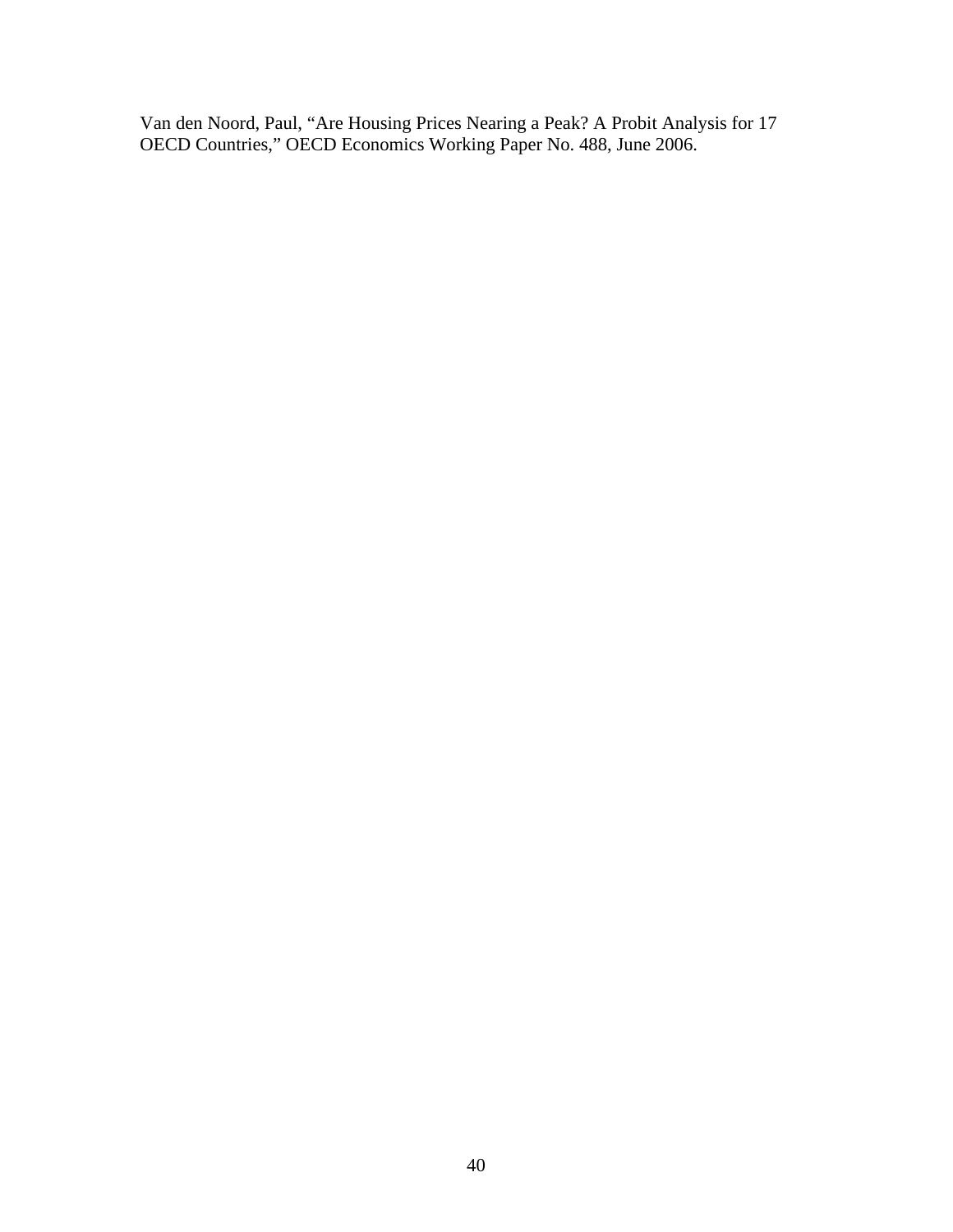Van den Noord, Paul, "Are Housing Prices Nearing a Peak? A Probit Analysis for 17 OECD Countries," OECD Economics Working Paper No. 488, June 2006.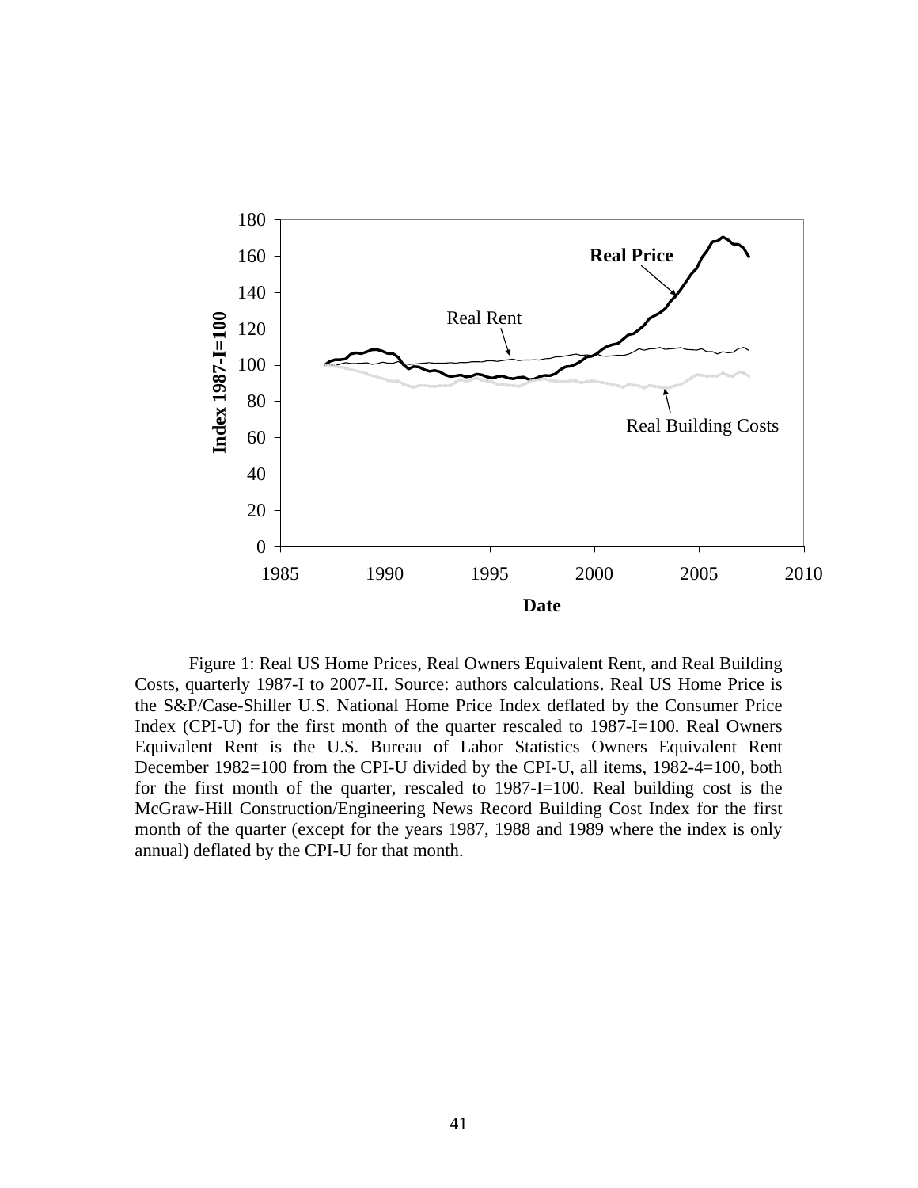Figure 1: Real US Home Prices, Real Owners Equivalent Rent, and Real Building Costs, quarterly 1987-I to 2007-II. Source: authors calculations. Real US Home Price is the S&P/Case-Shiller U.S. National Home Price Index deflated by the Consumer Price Index (CPI-U) for the first month of the quarter rescaled to 1987-I=100. Real Owners Equivalent Rent is the U.S. Bureau of Labor Statistics Owners Equivalent Rent December 1982=100 from the CPI-U divided by the CPI-U, all items, 1982-4=100, both for the first month of the quarter, rescaled to 1987-I=100. Real building cost is the McGraw-Hill Construction/Engineering News Record Building Cost Index for the first month of the quarter (except for the years 1987, 1988 and 1989 where the index is only annual) deflated by the CPI-U for that month.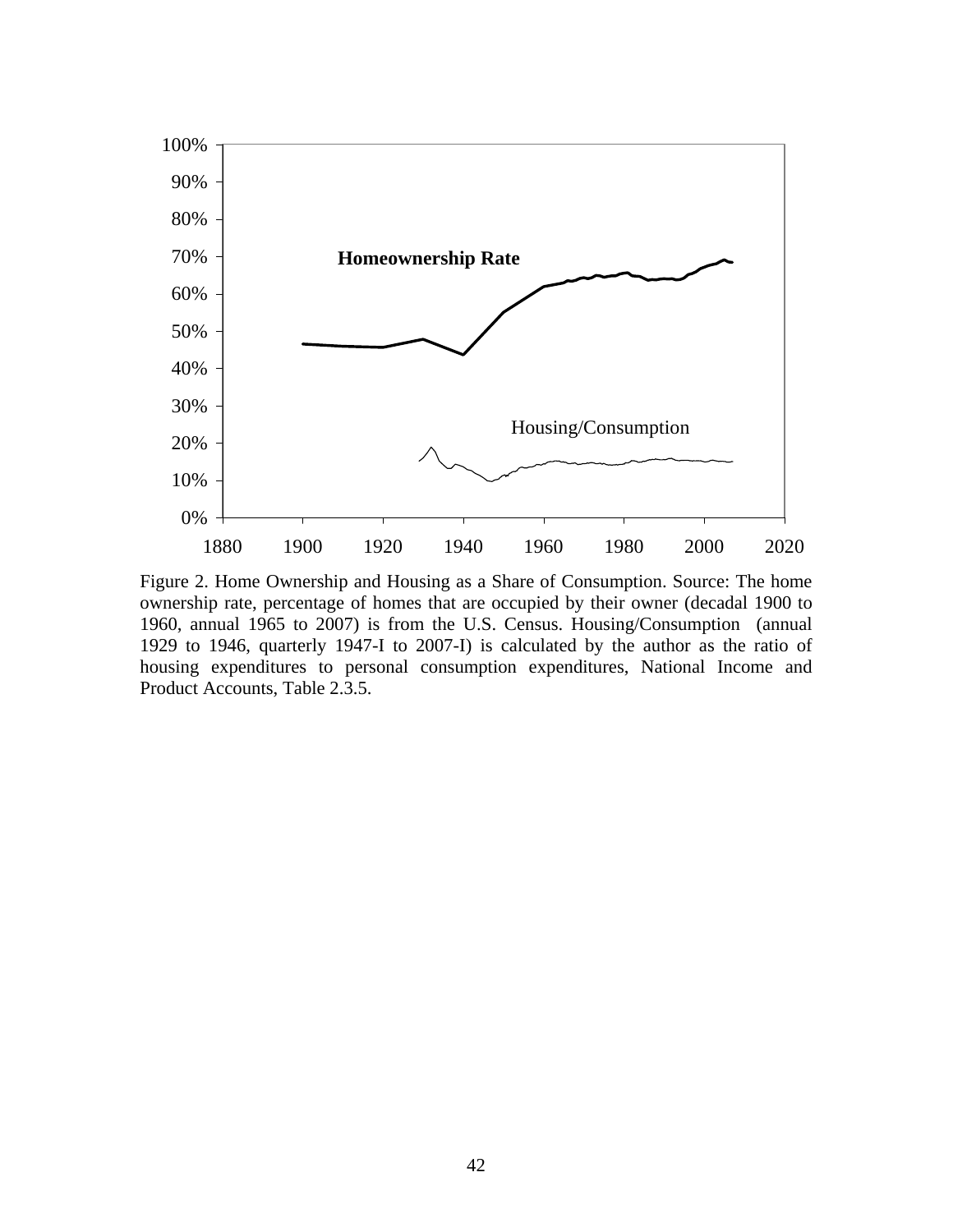Figure 2. Home Ownership and Housing as a Share of Consumption. Source: The home ownership rate, percentage of homes that are occupied by their owner (decadal 1900 to 1960, annual 1965 to 2007) is from the U.S. Census. Housing/Consumption (annual 1929 to 1946, quarterly 1947-I to 2007-I) is calculated by the author as the ratio of housing expenditures to personal consumption expenditures, National Income and Product Accounts, Table 2.3.5.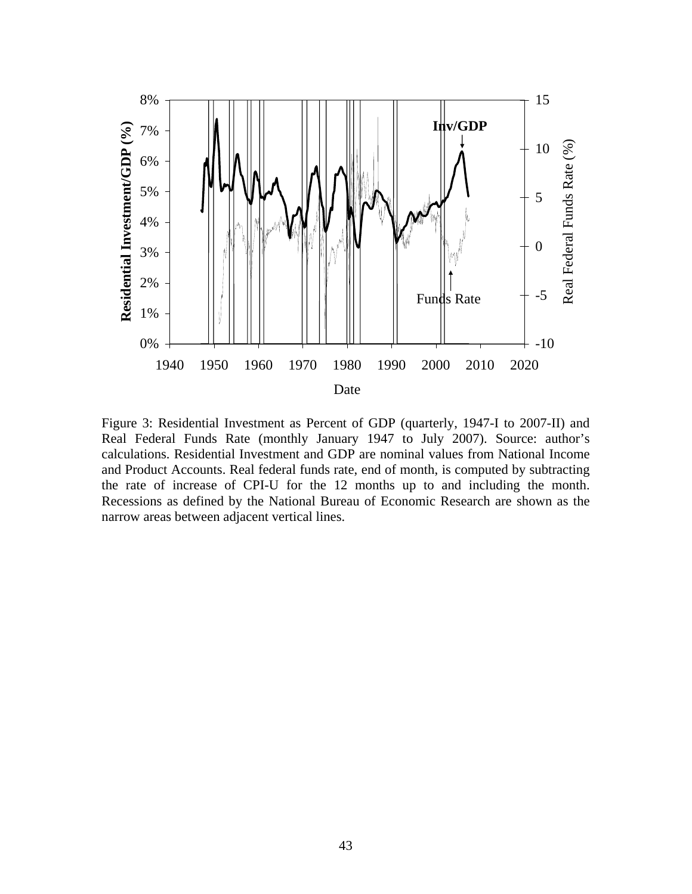Figure 3: Residential Investment as Percent of GDP (quarterly, 1947-I to 2007-II) and Real Federal Funds Rate (monthly January 1947 to July 2007). Source: author's calculations. Residential Investment and GDP are nominal values from National Income and Product Accounts. Real federal funds rate, end of month, is computed by subtracting the rate of increase of CPI-U for the 12 months up to and including the month. Recessions as defined by the National Bureau of Economic Research are shown as the narrow areas between adjacent vertical lines.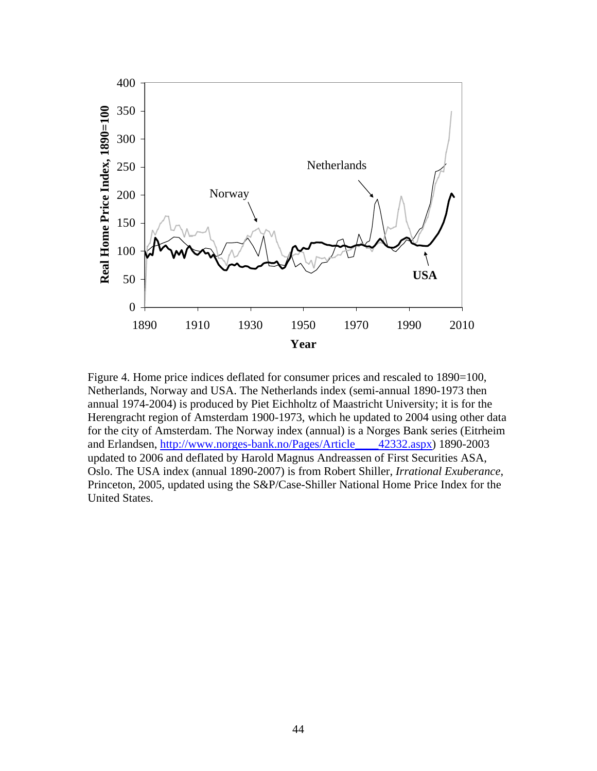Figure 4. Home price indices deflated for consumer prices and rescaled to 1890=100, Netherlands, Norway and USA. The Netherlands index (semi-annual 1890-1973 then annual 1974-2004) is produced by Piet Eichholtz of Maastricht University; it is for the Herengracht region of Amsterdam 1900-1973, which he updated to 2004 using other data for the city of Amsterdam. The Norway index (annual) is a Norges Bank series (Eitrheim and Erlandsen, http://www.norges-bank.no/Pages/Article____42332.aspx) 1890-2003 updated to 2006 and deflated by Harold Magnus Andreassen of First Securities ASA, Oslo. The USA index (annual 1890-2007) is from Robert Shiller, *Irrational Exuberance*, Princeton, 2005, updated using the S&P/Case-Shiller National Home Price Index for the United States.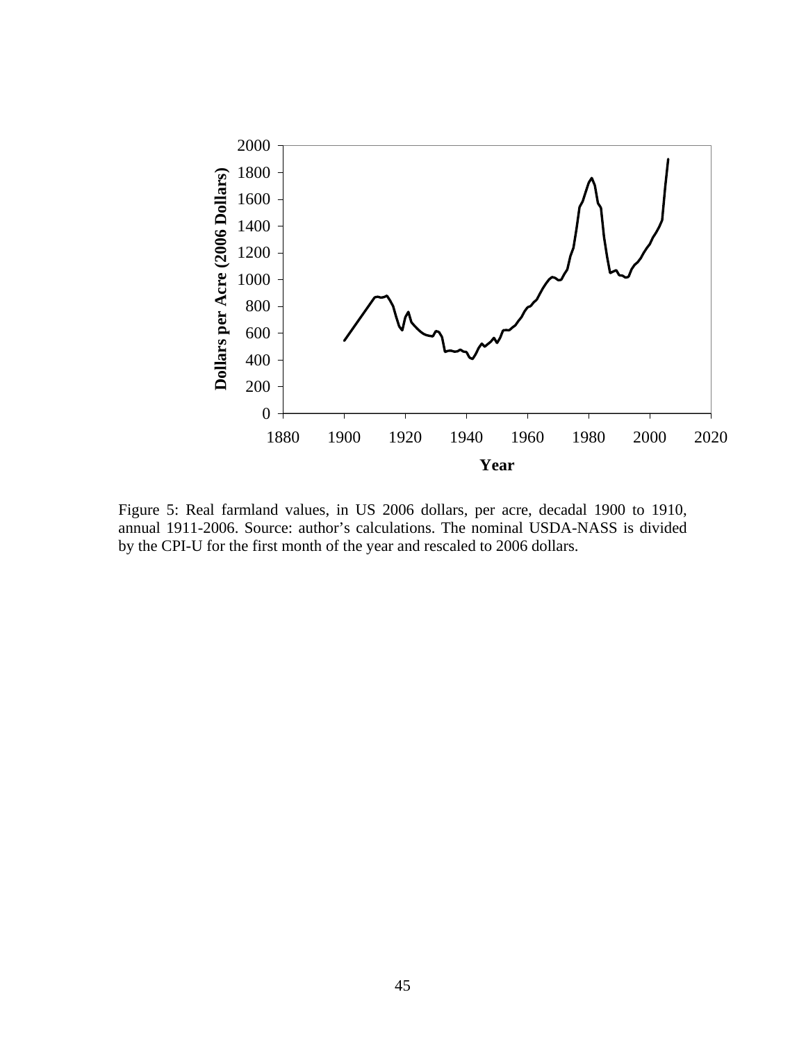Figure 5: Real farmland values, in US 2006 dollars, per acre, decadal 1900 to 1910, annual 1911-2006. Source: author's calculations. The nominal USDA-NASS is divided by the CPI-U for the first month of the year and rescaled to 2006 dollars.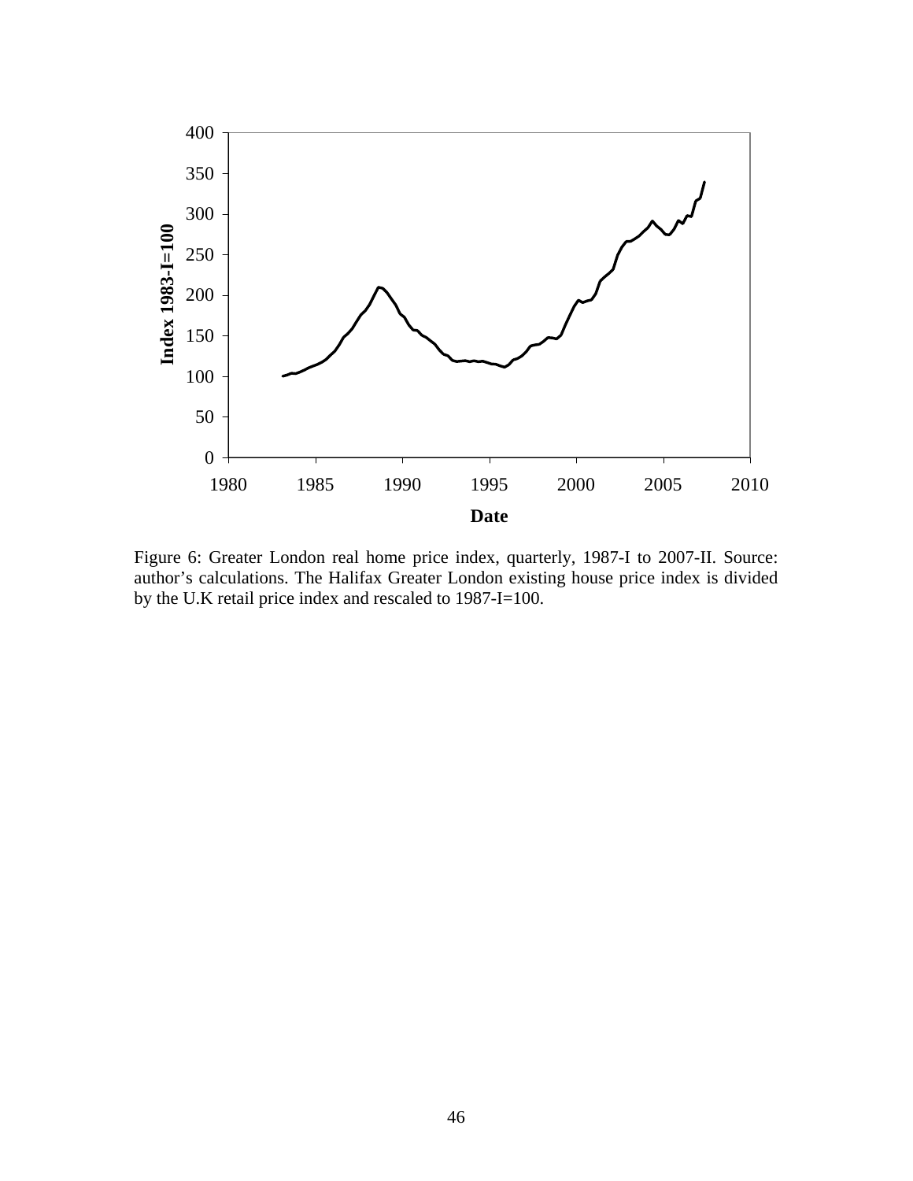400
350
300
250
200
150
100
50
0

Index 1983-I=100

1980
1985
1990
1995
2000
2005
2010

Date

Figure 6: Greater London real home price index, quarterly, 1987-I to 2007-II. Source: author's calculations. The Halifax Greater London existing house price index is divided by the U.K retail price index and rescaled to 1987-I=100.